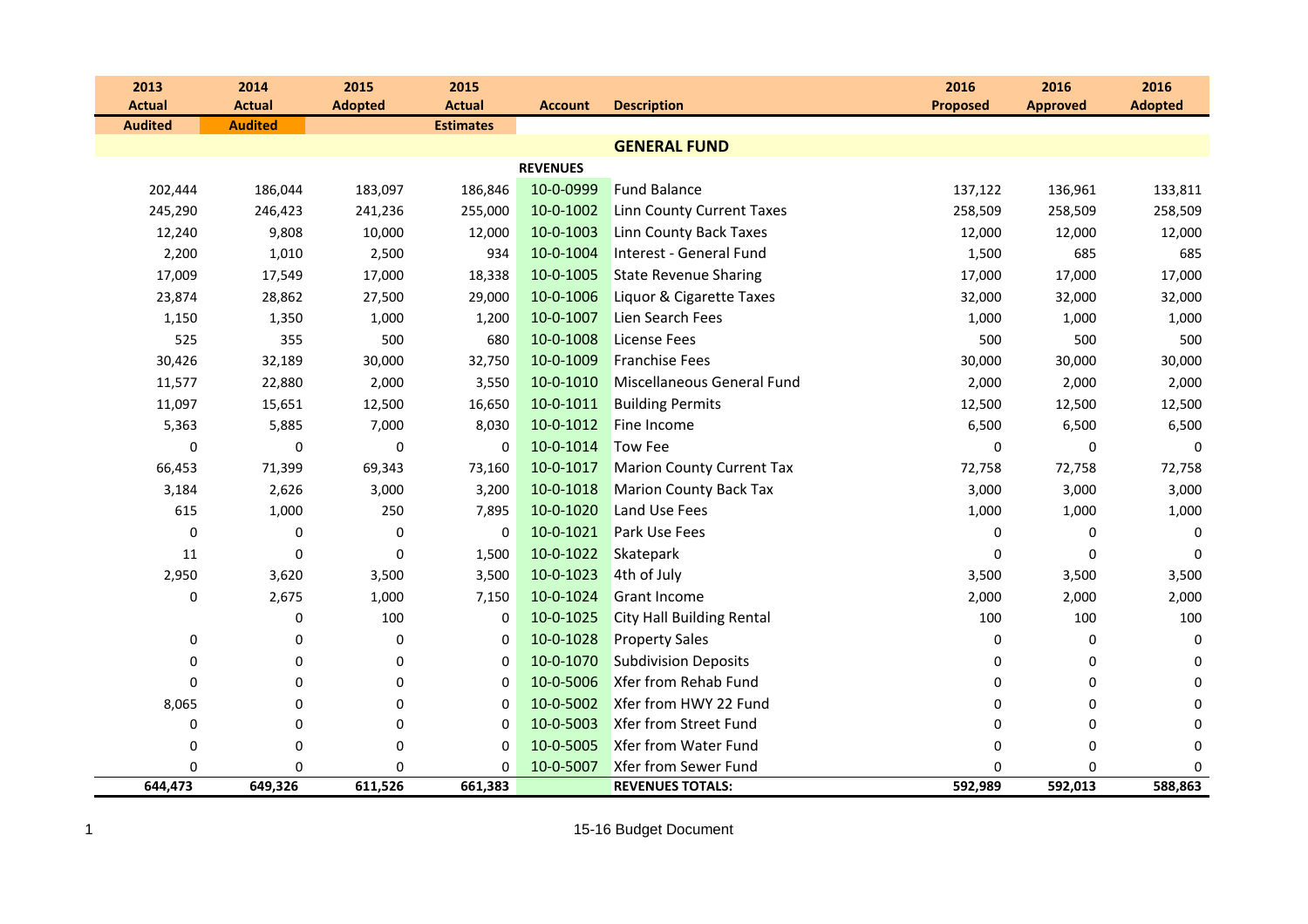| 2013 Actual | 2014 Actual | 2015 Adopted | 2015 Actual | Account | Description | 2016 Proposed | 2016 Approved | 2016 Adopted |
|---|---|---|---|---|---|---|---|---|
| Audited | Audited | | Estimates | | | | | |
| | | | | | **GENERAL FUND** | | | |
| | | | | **REVENUES** | | | | |
| 202,444 | 186,044 | 183,097 | 186,846 | 10-0-0999 | Fund Balance | 137,122 | 136,961 | 133,811 |
| 245,290 | 246,423 | 241,236 | 255,000 | 10-0-1002 | Linn County Current Taxes | 258,509 | 258,509 | 258,509 |
| 12,240 | 9,808 | 10,000 | 12,000 | 10-0-1003 | Linn County Back Taxes | 12,000 | 12,000 | 12,000 |
| 2,200 | 1,010 | 2,500 | 934 | 10-0-1004 | Interest - General Fund | 1,500 | 685 | 685 |
| 17,009 | 17,549 | 17,000 | 18,338 | 10-0-1005 | State Revenue Sharing | 17,000 | 17,000 | 17,000 |
| 23,874 | 28,862 | 27,500 | 29,000 | 10-0-1006 | Liquor & Cigarette Taxes | 32,000 | 32,000 | 32,000 |
| 1,150 | 1,350 | 1,000 | 1,200 | 10-0-1007 | Lien Search Fees | 1,000 | 1,000 | 1,000 |
| 525 | 355 | 500 | 680 | 10-0-1008 | License Fees | 500 | 500 | 500 |
| 30,426 | 32,189 | 30,000 | 32,750 | 10-0-1009 | Franchise Fees | 30,000 | 30,000 | 30,000 |
| 11,577 | 22,880 | 2,000 | 3,550 | 10-0-1010 | Miscellaneous General Fund | 2,000 | 2,000 | 2,000 |
| 11,097 | 15,651 | 12,500 | 16,650 | 10-0-1011 | Building Permits | 12,500 | 12,500 | 12,500 |
| 5,363 | 5,885 | 7,000 | 8,030 | 10-0-1012 | Fine Income | 6,500 | 6,500 | 6,500 |
| 0 | 0 | 0 | 0 | 10-0-1014 | Tow Fee | 0 | 0 | 0 |
| 66,453 | 71,399 | 69,343 | 73,160 | 10-0-1017 | Marion County Current Tax | 72,758 | 72,758 | 72,758 |
| 3,184 | 2,626 | 3,000 | 3,200 | 10-0-1018 | Marion County Back Tax | 3,000 | 3,000 | 3,000 |
| 615 | 1,000 | 250 | 7,895 | 10-0-1020 | Land Use Fees | 1,000 | 1,000 | 1,000 |
| 0 | 0 | 0 | 0 | 10-0-1021 | Park Use Fees | 0 | 0 | 0 |
| 11 | 0 | 0 | 1,500 | 10-0-1022 | Skatepark | 0 | 0 | 0 |
| 2,950 | 3,620 | 3,500 | 3,500 | 10-0-1023 | 4th of July | 3,500 | 3,500 | 3,500 |
| 0 | 2,675 | 1,000 | 7,150 | 10-0-1024 | Grant Income | 2,000 | 2,000 | 2,000 |
| | 0 | 100 | 0 | 10-0-1025 | City Hall Building Rental | 100 | 100 | 100 |
| 0 | 0 | 0 | 0 | 10-0-1028 | Property Sales | 0 | 0 | 0 |
| 0 | 0 | 0 | 0 | 10-0-1070 | Subdivision Deposits | 0 | 0 | 0 |
| 0 | 0 | 0 | 0 | 10-0-5006 | Xfer from Rehab Fund | 0 | 0 | 0 |
| 8,065 | 0 | 0 | 0 | 10-0-5002 | Xfer from HWY 22 Fund | 0 | 0 | 0 |
| 0 | 0 | 0 | 0 | 10-0-5003 | Xfer from Street Fund | 0 | 0 | 0 |
| 0 | 0 | 0 | 0 | 10-0-5005 | Xfer from Water Fund | 0 | 0 | 0 |
| 0 | 0 | 0 | 0 | 10-0-5007 | Xfer from Sewer Fund | 0 | 0 | 0 |
| **644,473** | **649,326** | **611,526** | **661,383** | | **REVENUES TOTALS:** | **592,989** | **592,013** | **588,863** |

15-16 Budget Document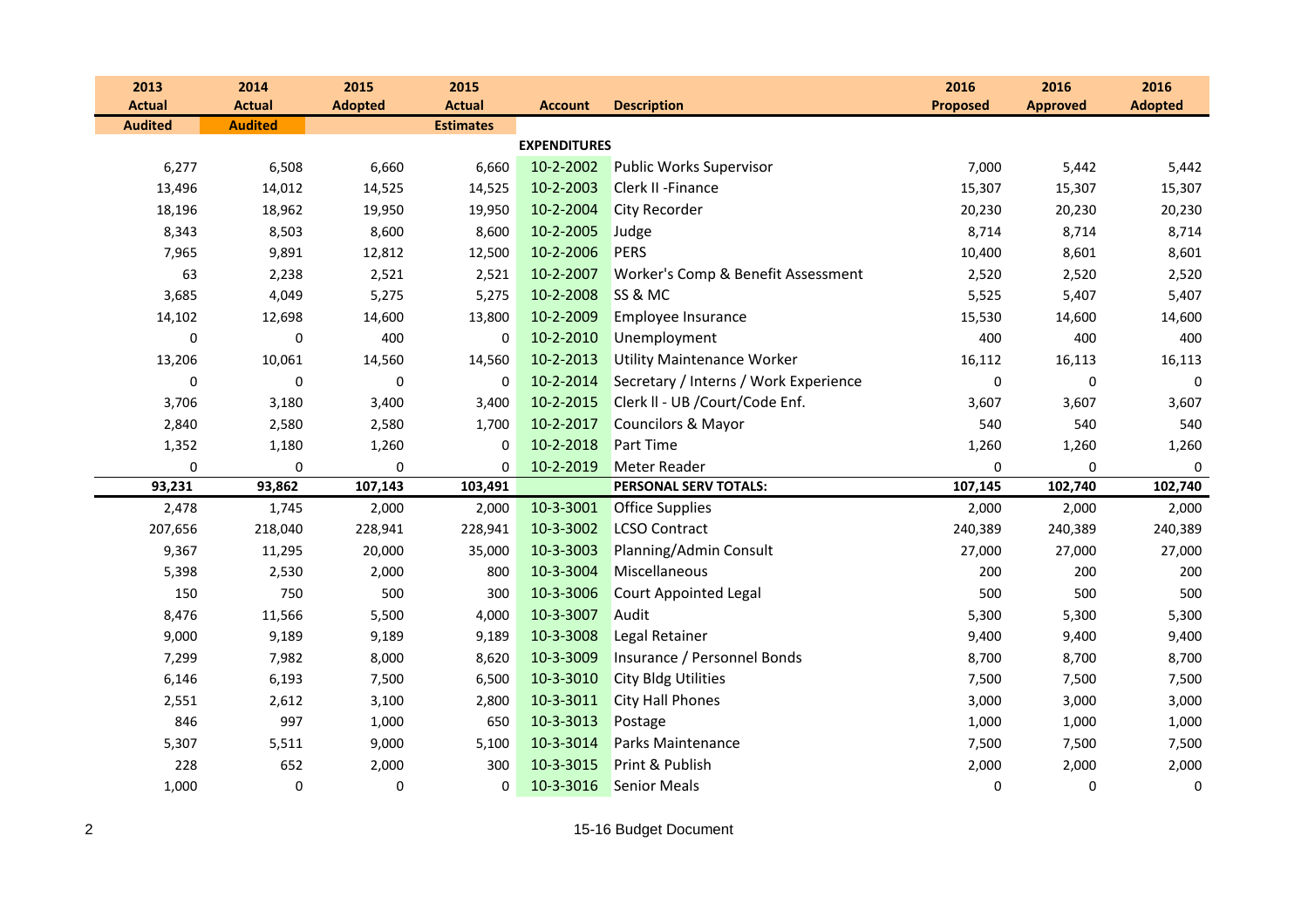| 2013 Actual | 2014 Actual | 2015 Adopted | 2015 Actual | Account | Description | 2016 Proposed | 2016 Approved | 2016 Adopted |
|---|---|---|---|---|---|---|---|---|
| **Audited** | **Audited** | | **Estimates** | | | | | |
| | | | | **EXPENDITURES** | | | | |
| 6,277 | 6,508 | 6,660 | 6,660 | 10-2-2002 | Public Works Supervisor | 7,000 | 5,442 | 5,442 |
| 13,496 | 14,012 | 14,525 | 14,525 | 10-2-2003 | Clerk II -Finance | 15,307 | 15,307 | 15,307 |
| 18,196 | 18,962 | 19,950 | 19,950 | 10-2-2004 | City Recorder | 20,230 | 20,230 | 20,230 |
| 8,343 | 8,503 | 8,600 | 8,600 | 10-2-2005 | Judge | 8,714 | 8,714 | 8,714 |
| 7,965 | 9,891 | 12,812 | 12,500 | 10-2-2006 | PERS | 10,400 | 8,601 | 8,601 |
| 63 | 2,238 | 2,521 | 2,521 | 10-2-2007 | Worker's Comp & Benefit Assessment | 2,520 | 2,520 | 2,520 |
| 3,685 | 4,049 | 5,275 | 5,275 | 10-2-2008 | SS & MC | 5,525 | 5,407 | 5,407 |
| 14,102 | 12,698 | 14,600 | 13,800 | 10-2-2009 | Employee Insurance | 15,530 | 14,600 | 14,600 |
| 0 | 0 | 400 | 0 | 10-2-2010 | Unemployment | 400 | 400 | 400 |
| 13,206 | 10,061 | 14,560 | 14,560 | 10-2-2013 | Utility Maintenance Worker | 16,112 | 16,113 | 16,113 |
| 0 | 0 | 0 | 0 | 10-2-2014 | Secretary / Interns / Work Experience | 0 | 0 | 0 |
| 3,706 | 3,180 | 3,400 | 3,400 | 10-2-2015 | Clerk ll - UB /Court/Code Enf. | 3,607 | 3,607 | 3,607 |
| 2,840 | 2,580 | 2,580 | 1,700 | 10-2-2017 | Councilors & Mayor | 540 | 540 | 540 |
| 1,352 | 1,180 | 1,260 | 0 | 10-2-2018 | Part Time | 1,260 | 1,260 | 1,260 |
| 0 | 0 | 0 | 0 | 10-2-2019 | Meter Reader | 0 | 0 | 0 |
| **93,231** | **93,862** | **107,143** | **103,491** | | **PERSONAL SERV TOTALS:** | **107,145** | **102,740** | **102,740** |
| 2,478 | 1,745 | 2,000 | 2,000 | 10-3-3001 | Office Supplies | 2,000 | 2,000 | 2,000 |
| 207,656 | 218,040 | 228,941 | 228,941 | 10-3-3002 | LCSO Contract | 240,389 | 240,389 | 240,389 |
| 9,367 | 11,295 | 20,000 | 35,000 | 10-3-3003 | Planning/Admin Consult | 27,000 | 27,000 | 27,000 |
| 5,398 | 2,530 | 2,000 | 800 | 10-3-3004 | Miscellaneous | 200 | 200 | 200 |
| 150 | 750 | 500 | 300 | 10-3-3006 | Court Appointed Legal | 500 | 500 | 500 |
| 8,476 | 11,566 | 5,500 | 4,000 | 10-3-3007 | Audit | 5,300 | 5,300 | 5,300 |
| 9,000 | 9,189 | 9,189 | 9,189 | 10-3-3008 | Legal Retainer | 9,400 | 9,400 | 9,400 |
| 7,299 | 7,982 | 8,000 | 8,620 | 10-3-3009 | Insurance / Personnel Bonds | 8,700 | 8,700 | 8,700 |
| 6,146 | 6,193 | 7,500 | 6,500 | 10-3-3010 | City Bldg Utilities | 7,500 | 7,500 | 7,500 |
| 2,551 | 2,612 | 3,100 | 2,800 | 10-3-3011 | City Hall Phones | 3,000 | 3,000 | 3,000 |
| 846 | 997 | 1,000 | 650 | 10-3-3013 | Postage | 1,000 | 1,000 | 1,000 |
| 5,307 | 5,511 | 9,000 | 5,100 | 10-3-3014 | Parks Maintenance | 7,500 | 7,500 | 7,500 |
| 228 | 652 | 2,000 | 300 | 10-3-3015 | Print & Publish | 2,000 | 2,000 | 2,000 |
| 1,000 | 0 | 0 | 0 | 10-3-3016 | Senior Meals | 0 | 0 | 0 |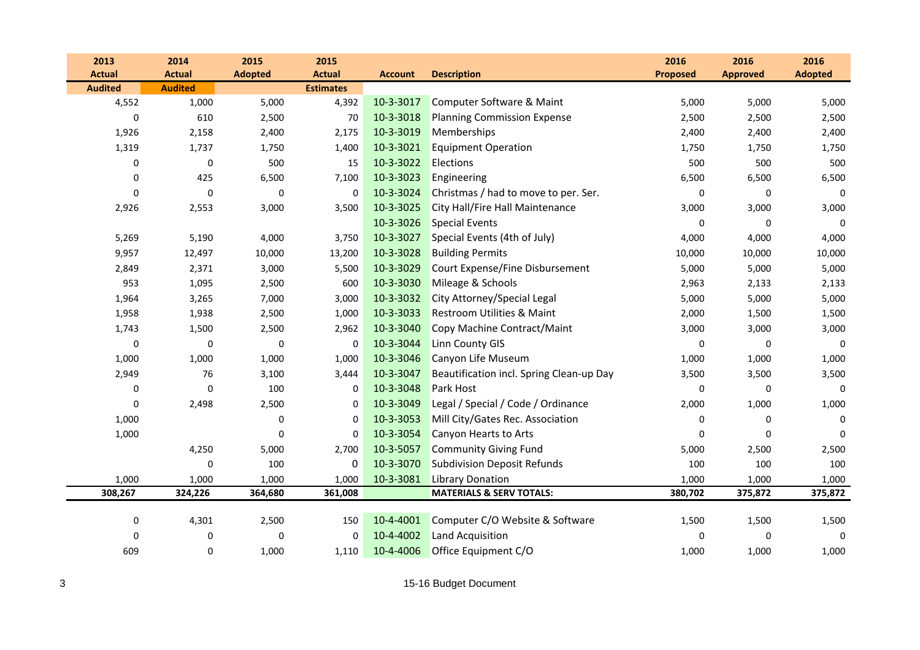| 2013 Actual Audited | 2014 Actual Audited | 2015 Adopted | 2015 Actual Estimates | Account | Description | 2016 Proposed | 2016 Approved | 2016 Adopted |
|---|---|---|---|---|---|---|---|---|
| 4,552 | 1,000 | 5,000 | 4,392 | 10-3-3017 | Computer Software & Maint | 5,000 | 5,000 | 5,000 |
| 0 | 610 | 2,500 | 70 | 10-3-3018 | Planning Commission Expense | 2,500 | 2,500 | 2,500 |
| 1,926 | 2,158 | 2,400 | 2,175 | 10-3-3019 | Memberships | 2,400 | 2,400 | 2,400 |
| 1,319 | 1,737 | 1,750 | 1,400 | 10-3-3021 | Equipment Operation | 1,750 | 1,750 | 1,750 |
| 0 | 0 | 500 | 15 | 10-3-3022 | Elections | 500 | 500 | 500 |
| 0 | 425 | 6,500 | 7,100 | 10-3-3023 | Engineering | 6,500 | 6,500 | 6,500 |
| 0 | 0 | 0 | 0 | 10-3-3024 | Christmas / had to move to per. Ser. | 0 | 0 | 0 |
| 2,926 | 2,553 | 3,000 | 3,500 | 10-3-3025 | City Hall/Fire Hall Maintenance | 3,000 | 3,000 | 3,000 |
| | | | | 10-3-3026 | Special Events | 0 | 0 | 0 |
| 5,269 | 5,190 | 4,000 | 3,750 | 10-3-3027 | Special Events (4th of July) | 4,000 | 4,000 | 4,000 |
| 9,957 | 12,497 | 10,000 | 13,200 | 10-3-3028 | Building Permits | 10,000 | 10,000 | 10,000 |
| 2,849 | 2,371 | 3,000 | 5,500 | 10-3-3029 | Court Expense/Fine Disbursement | 5,000 | 5,000 | 5,000 |
| 953 | 1,095 | 2,500 | 600 | 10-3-3030 | Mileage & Schools | 2,963 | 2,133 | 2,133 |
| 1,964 | 3,265 | 7,000 | 3,000 | 10-3-3032 | City Attorney/Special Legal | 5,000 | 5,000 | 5,000 |
| 1,958 | 1,938 | 2,500 | 1,000 | 10-3-3033 | Restroom Utilities & Maint | 2,000 | 1,500 | 1,500 |
| 1,743 | 1,500 | 2,500 | 2,962 | 10-3-3040 | Copy Machine Contract/Maint | 3,000 | 3,000 | 3,000 |
| 0 | 0 | 0 | 0 | 10-3-3044 | Linn County GIS | 0 | 0 | 0 |
| 1,000 | 1,000 | 1,000 | 1,000 | 10-3-3046 | Canyon Life Museum | 1,000 | 1,000 | 1,000 |
| 2,949 | 76 | 3,100 | 3,444 | 10-3-3047 | Beautification incl. Spring Clean-up Day | 3,500 | 3,500 | 3,500 |
| 0 | 0 | 100 | 0 | 10-3-3048 | Park Host | 0 | 0 | 0 |
| 0 | 2,498 | 2,500 | 0 | 10-3-3049 | Legal / Special / Code / Ordinance | 2,000 | 1,000 | 1,000 |
| 1,000 | | 0 | 0 | 10-3-3053 | Mill City/Gates Rec. Association | 0 | 0 | 0 |
| 1,000 | | 0 | 0 | 10-3-3054 | Canyon Hearts to Arts | 0 | 0 | 0 |
| | 4,250 | 5,000 | 2,700 | 10-3-5057 | Community Giving Fund | 5,000 | 2,500 | 2,500 |
| | 0 | 100 | 0 | 10-3-3070 | Subdivision Deposit Refunds | 100 | 100 | 100 |
| 1,000 | 1,000 | 1,000 | 1,000 | 10-3-3081 | Library Donation | 1,000 | 1,000 | 1,000 |
| **308,267** | **324,226** | **364,680** | **361,008** | | **MATERIALS & SERV TOTALS:** | **380,702** | **375,872** | **375,872** |
| 0 | 4,301 | 2,500 | 150 | 10-4-4001 | Computer C/O Website & Software | 1,500 | 1,500 | 1,500 |
| 0 | 0 | 0 | 0 | 10-4-4002 | Land Acquisition | 0 | 0 | 0 |
| 609 | 0 | 1,000 | 1,110 | 10-4-4006 | Office Equipment C/O | 1,000 | 1,000 | 1,000 |

15-16 Budget Document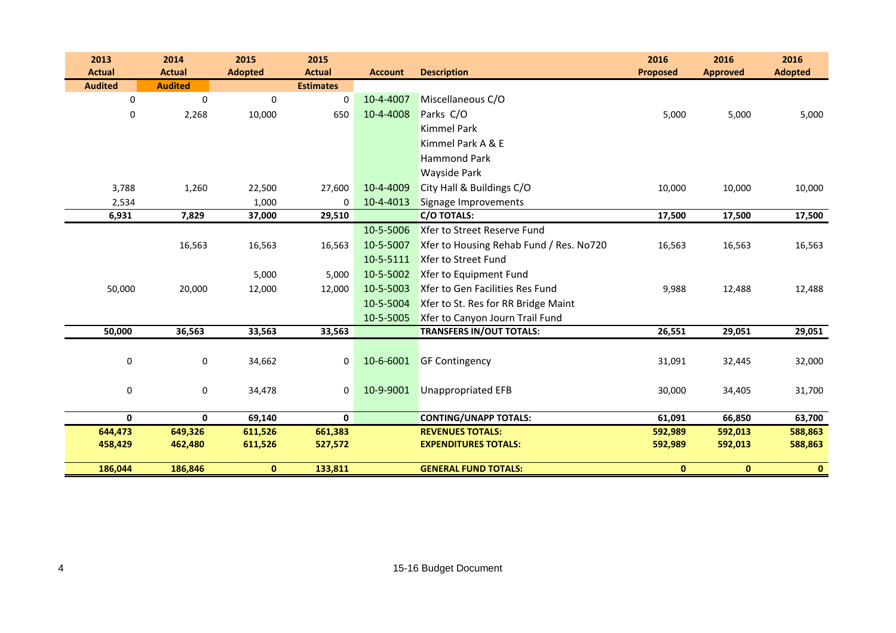| 2013 Actual Audited | 2014 Actual Audited | 2015 Adopted | 2015 Actual Estimates | Account | Description | 2016 Proposed | 2016 Approved | 2016 Adopted |
|---|---|---|---|---|---|---|---|---|
| 0 | 0 | 0 | 0 | 10-4-4007 | Miscellaneous C/O | | | |
| 0 | 2,268 | 10,000 | 650 | 10-4-4008 | Parks C/O | 5,000 | 5,000 | 5,000 |
| | | | | | Kimmel Park | | | |
| | | | | | Kimmel Park A & E | | | |
| | | | | | Hammond Park | | | |
| | | | | | Wayside Park | | | |
| 3,788 | 1,260 | 22,500 | 27,600 | 10-4-4009 | City Hall & Buildings C/O | 10,000 | 10,000 | 10,000 |
| 2,534 | | 1,000 | 0 | 10-4-4013 | Signage Improvements | | | |
| **6,931** | **7,829** | **37,000** | **29,510** | | **C/O TOTALS:** | **17,500** | **17,500** | **17,500** |
| | | | | 10-5-5006 | Xfer to Street Reserve Fund | | | |
| | 16,563 | 16,563 | 16,563 | 10-5-5007 | Xfer to Housing Rehab Fund / Res. No720 | 16,563 | 16,563 | 16,563 |
| | | | | 10-5-5111 | Xfer to Street Fund | | | |
| | | 5,000 | 5,000 | 10-5-5002 | Xfer to Equipment Fund | | | |
| 50,000 | 20,000 | 12,000 | 12,000 | 10-5-5003 | Xfer to Gen Facilities Res Fund | 9,988 | 12,488 | 12,488 |
| | | | | 10-5-5004 | Xfer to St. Res for RR Bridge Maint | | | |
| | | | | 10-5-5005 | Xfer to Canyon Journ Trail Fund | | | |
| **50,000** | **36,563** | **33,563** | **33,563** | | **TRANSFERS IN/OUT TOTALS:** | **26,551** | **29,051** | **29,051** |
| 0 | 0 | 34,662 | 0 | 10-6-6001 | GF Contingency | 31,091 | 32,445 | 32,000 |
| 0 | 0 | 34,478 | 0 | 10-9-9001 | Unappropriated EFB | 30,000 | 34,405 | 31,700 |
| **0** | **0** | **69,140** | **0** | | **CONTING/UNAPP TOTALS:** | **61,091** | **66,850** | **63,700** |
| **644,473** | **649,326** | **611,526** | **661,383** | | **REVENUES TOTALS:** | **592,989** | **592,013** | **588,863** |
| **458,429** | **462,480** | **611,526** | **527,572** | | **EXPENDITURES TOTALS:** | **592,989** | **592,013** | **588,863** |
| **186,044** | **186,846** | **0** | **133,811** | | **GENERAL FUND TOTALS:** | **0** | **0** | **0** |

15-16 Budget Document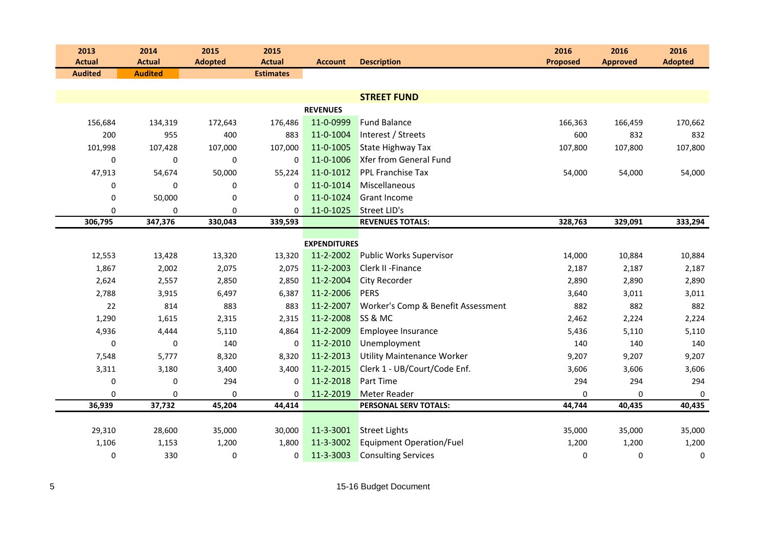| 2013 Actual | 2014 Actual | 2015 Adopted | 2015 Actual | Account | Description | 2016 Proposed | 2016 Approved | 2016 Adopted |
|---|---|---|---|---|---|---|---|---|
| Audited | Audited | | Estimates | | | | | |
| | | | | | **STREET FUND** | | | |
| | | | | **REVENUES** | | | | |
| 156,684 | 134,319 | 172,643 | 176,486 | 11-0-0999 | Fund Balance | 166,363 | 166,459 | 170,662 |
| 200 | 955 | 400 | 883 | 11-0-1004 | Interest / Streets | 600 | 832 | 832 |
| 101,998 | 107,428 | 107,000 | 107,000 | 11-0-1005 | State Highway Tax | 107,800 | 107,800 | 107,800 |
| 0 | 0 | 0 | 0 | 11-0-1006 | Xfer from General Fund | | | |
| 47,913 | 54,674 | 50,000 | 55,224 | 11-0-1012 | PPL Franchise Tax | 54,000 | 54,000 | 54,000 |
| 0 | 0 | 0 | 0 | 11-0-1014 | Miscellaneous | | | |
| 0 | 50,000 | 0 | 0 | 11-0-1024 | Grant Income | | | |
| 0 | 0 | 0 | 0 | 11-0-1025 | Street LID's | | | |
| **306,795** | **347,376** | **330,043** | **339,593** | | **REVENUES TOTALS:** | **328,763** | **329,091** | **333,294** |
| | | | | **EXPENDITURES** | | | | |
| 12,553 | 13,428 | 13,320 | 13,320 | 11-2-2002 | Public Works Supervisor | 14,000 | 10,884 | 10,884 |
| 1,867 | 2,002 | 2,075 | 2,075 | 11-2-2003 | Clerk II -Finance | 2,187 | 2,187 | 2,187 |
| 2,624 | 2,557 | 2,850 | 2,850 | 11-2-2004 | City Recorder | 2,890 | 2,890 | 2,890 |
| 2,788 | 3,915 | 6,497 | 6,387 | 11-2-2006 | PERS | 3,640 | 3,011 | 3,011 |
| 22 | 814 | 883 | 883 | 11-2-2007 | Worker's Comp & Benefit Assessment | 882 | 882 | 882 |
| 1,290 | 1,615 | 2,315 | 2,315 | 11-2-2008 | SS & MC | 2,462 | 2,224 | 2,224 |
| 4,936 | 4,444 | 5,110 | 4,864 | 11-2-2009 | Employee Insurance | 5,436 | 5,110 | 5,110 |
| 0 | 0 | 140 | 0 | 11-2-2010 | Unemployment | 140 | 140 | 140 |
| 7,548 | 5,777 | 8,320 | 8,320 | 11-2-2013 | Utility Maintenance Worker | 9,207 | 9,207 | 9,207 |
| 3,311 | 3,180 | 3,400 | 3,400 | 11-2-2015 | Clerk 1 - UB/Court/Code Enf. | 3,606 | 3,606 | 3,606 |
| 0 | 0 | 294 | 0 | 11-2-2018 | Part Time | 294 | 294 | 294 |
| 0 | 0 | 0 | 0 | 11-2-2019 | Meter Reader | 0 | 0 | 0 |
| **36,939** | **37,732** | **45,204** | **44,414** | | **PERSONAL SERV TOTALS:** | **44,744** | **40,435** | **40,435** |
| 29,310 | 28,600 | 35,000 | 30,000 | 11-3-3001 | Street Lights | 35,000 | 35,000 | 35,000 |
| 1,106 | 1,153 | 1,200 | 1,800 | 11-3-3002 | Equipment Operation/Fuel | 1,200 | 1,200 | 1,200 |
| 0 | 330 | 0 | 0 | 11-3-3003 | Consulting Services | 0 | 0 | 0 |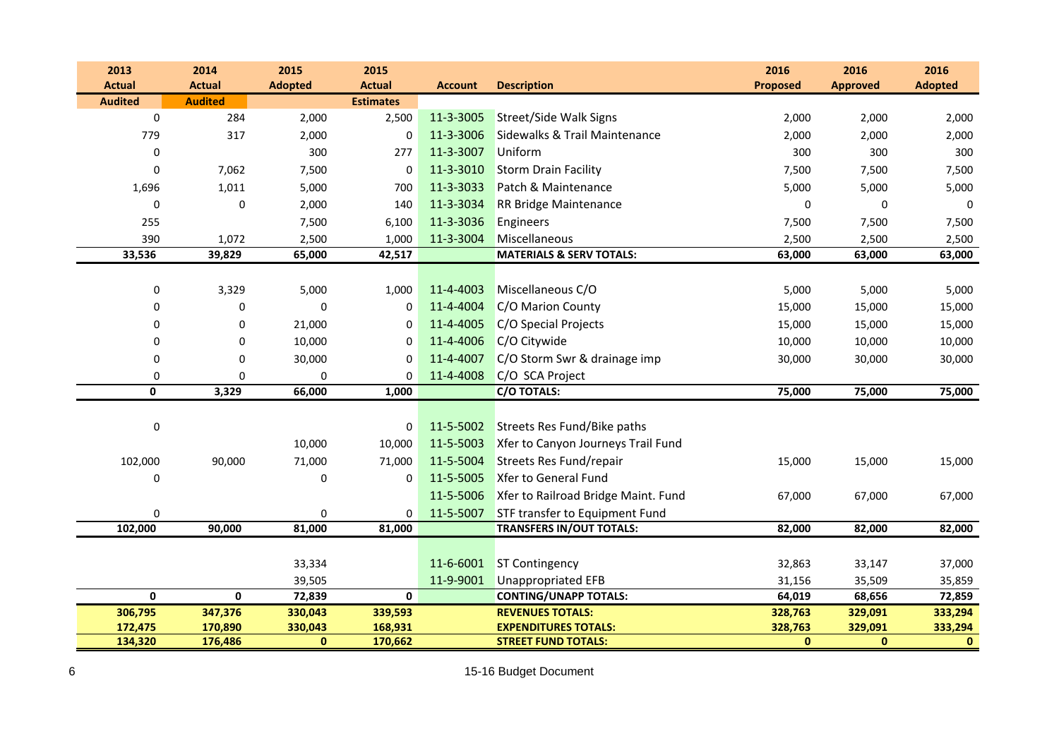| 2013 Actual | 2014 Actual | 2015 Adopted | 2015 Actual | Account | Description | 2016 Proposed | 2016 Approved | 2016 Adopted |
|---|---|---|---|---|---|---|---|---|
| Audited | Audited | | Estimates | | | | | |
| 0 | 284 | 2,000 | 2,500 | 11-3-3005 | Street/Side Walk Signs | 2,000 | 2,000 | 2,000 |
| 779 | 317 | 2,000 | 0 | 11-3-3006 | Sidewalks & Trail Maintenance | 2,000 | 2,000 | 2,000 |
| 0 | | 300 | 277 | 11-3-3007 | Uniform | 300 | 300 | 300 |
| 0 | 7,062 | 7,500 | 0 | 11-3-3010 | Storm Drain Facility | 7,500 | 7,500 | 7,500 |
| 1,696 | 1,011 | 5,000 | 700 | 11-3-3033 | Patch & Maintenance | 5,000 | 5,000 | 5,000 |
| 0 | 0 | 2,000 | 140 | 11-3-3034 | RR Bridge Maintenance | 0 | 0 | 0 |
| 255 | | 7,500 | 6,100 | 11-3-3036 | Engineers | 7,500 | 7,500 | 7,500 |
| 390 | 1,072 | 2,500 | 1,000 | 11-3-3004 | Miscellaneous | 2,500 | 2,500 | 2,500 |
| **33,536** | **39,829** | **65,000** | **42,517** | | **MATERIALS & SERV TOTALS:** | **63,000** | **63,000** | **63,000** |
| | | | | | | | | |
| 0 | 3,329 | 5,000 | 1,000 | 11-4-4003 | Miscellaneous C/O | 5,000 | 5,000 | 5,000 |
| 0 | 0 | 0 | 0 | 11-4-4004 | C/O Marion County | 15,000 | 15,000 | 15,000 |
| 0 | 0 | 21,000 | 0 | 11-4-4005 | C/O Special Projects | 15,000 | 15,000 | 15,000 |
| 0 | 0 | 10,000 | 0 | 11-4-4006 | C/O Citywide | 10,000 | 10,000 | 10,000 |
| 0 | 0 | 30,000 | 0 | 11-4-4007 | C/O Storm Swr & drainage imp | 30,000 | 30,000 | 30,000 |
| 0 | 0 | 0 | 0 | 11-4-4008 | C/O SCA Project | | | |
| **0** | **3,329** | **66,000** | **1,000** | | **C/O TOTALS:** | **75,000** | **75,000** | **75,000** |
| | | | | | | | | |
| 0 | | | 0 | 11-5-5002 | Streets Res Fund/Bike paths | | | |
| | | 10,000 | 10,000 | 11-5-5003 | Xfer to Canyon Journeys Trail Fund | | | |
| 102,000 | 90,000 | 71,000 | 71,000 | 11-5-5004 | Streets Res Fund/repair | 15,000 | 15,000 | 15,000 |
| 0 | | 0 | 0 | 11-5-5005 | Xfer to General Fund | | | |
| | | | | 11-5-5006 | Xfer to Railroad Bridge Maint. Fund | 67,000 | 67,000 | 67,000 |
| 0 | | 0 | 0 | 11-5-5007 | STF transfer to Equipment Fund | | | |
| **102,000** | **90,000** | **81,000** | **81,000** | | **TRANSFERS IN/OUT TOTALS:** | **82,000** | **82,000** | **82,000** |
| | | | | | | | | |
| | | 33,334 | | 11-6-6001 | ST Contingency | 32,863 | 33,147 | 37,000 |
| | | 39,505 | | 11-9-9001 | Unappropriated EFB | 31,156 | 35,509 | 35,859 |
| **0** | **0** | **72,839** | **0** | | **CONTING/UNAPP TOTALS:** | **64,019** | **68,656** | **72,859** |
| **306,795** | **347,376** | **330,043** | **339,593** | | **REVENUES TOTALS:** | **328,763** | **329,091** | **333,294** |
| **172,475** | **170,890** | **330,043** | **168,931** | | **EXPENDITURES TOTALS:** | **328,763** | **329,091** | **333,294** |
| **134,320** | **176,486** | **0** | **170,662** | | **STREET FUND TOTALS:** | **0** | **0** | **0** |

15-16 Budget Document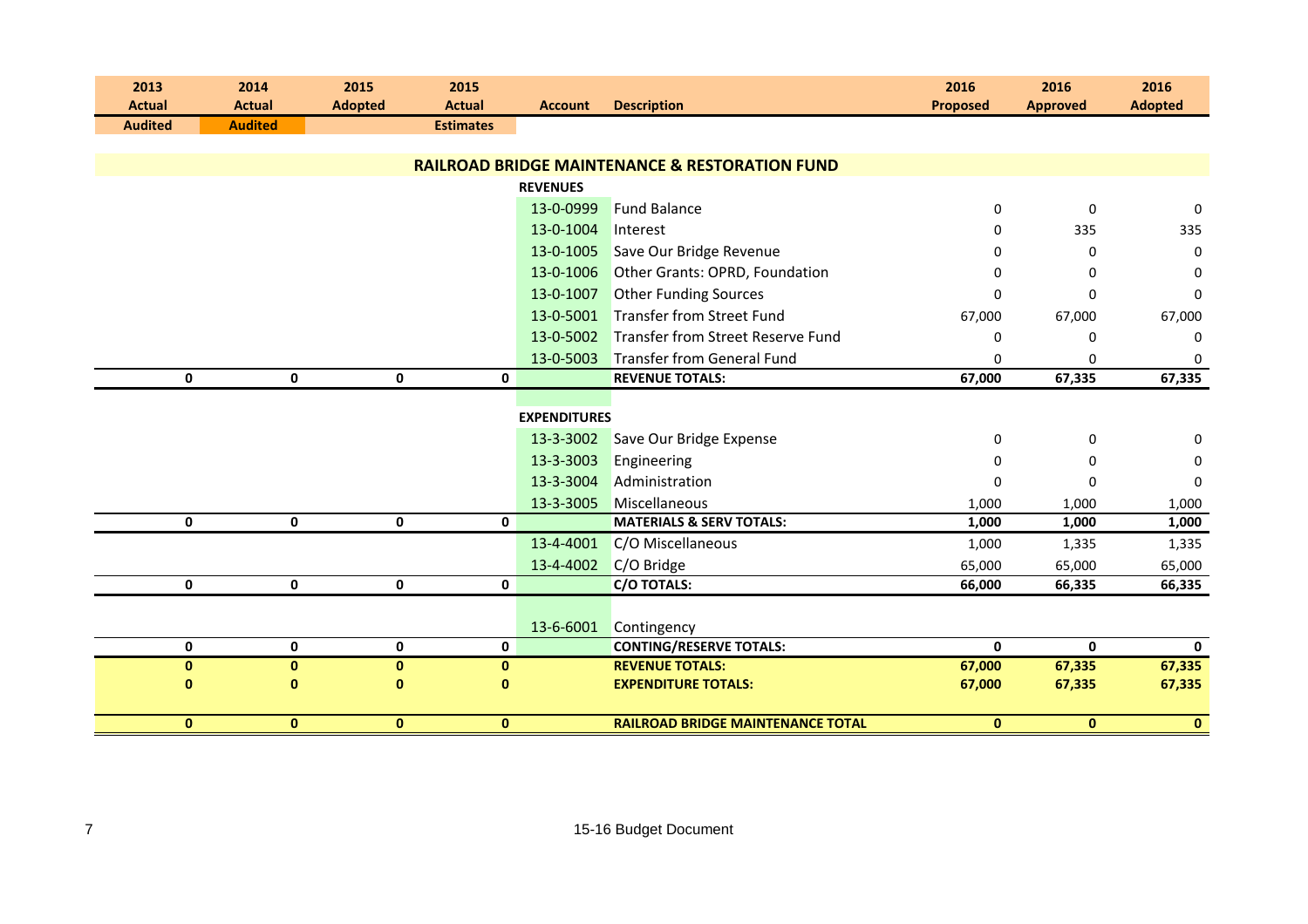| 2013 Actual Audited | 2014 Actual Audited | 2015 Adopted | 2015 Actual Estimates | Account | Description | 2016 Proposed | 2016 Approved | 2016 Adopted |
|---|---|---|---|---|---|---|---|---|
| | | | | | **RAILROAD BRIDGE MAINTENANCE & RESTORATION FUND** | | | |
| | | | | **REVENUES** | | | | |
| | | | | 13-0-0999 | Fund Balance | 0 | 0 | 0 |
| | | | | 13-0-1004 | Interest | 0 | 335 | 335 |
| | | | | 13-0-1005 | Save Our Bridge Revenue | 0 | 0 | 0 |
| | | | | 13-0-1006 | Other Grants: OPRD, Foundation | 0 | 0 | 0 |
| | | | | 13-0-1007 | Other Funding Sources | 0 | 0 | 0 |
| | | | | 13-0-5001 | Transfer from Street Fund | 67,000 | 67,000 | 67,000 |
| | | | | 13-0-5002 | Transfer from Street Reserve Fund | 0 | 0 | 0 |
| | | | | 13-0-5003 | Transfer from General Fund | 0 | 0 | 0 |
| **0** | **0** | **0** | **0** | | **REVENUE TOTALS:** | **67,000** | **67,335** | **67,335** |
| | | | | **EXPENDITURES** | | | | |
| | | | | 13-3-3002 | Save Our Bridge Expense | 0 | 0 | 0 |
| | | | | 13-3-3003 | Engineering | 0 | 0 | 0 |
| | | | | 13-3-3004 | Administration | 0 | 0 | 0 |
| | | | | 13-3-3005 | Miscellaneous | 1,000 | 1,000 | 1,000 |
| **0** | **0** | **0** | **0** | | **MATERIALS & SERV TOTALS:** | **1,000** | **1,000** | **1,000** |
| | | | | 13-4-4001 | C/O Miscellaneous | 1,000 | 1,335 | 1,335 |
| | | | | 13-4-4002 | C/O Bridge | 65,000 | 65,000 | 65,000 |
| **0** | **0** | **0** | **0** | | **C/O TOTALS:** | **66,000** | **66,335** | **66,335** |
| | | | | 13-6-6001 | Contingency | | | |
| **0** | **0** | **0** | **0** | | **CONTING/RESERVE TOTALS:** | **0** | **0** | **0** |
| **0** | **0** | **0** | **0** | | **REVENUE TOTALS:** | **67,000** | **67,335** | **67,335** |
| **0** | **0** | **0** | **0** | | **EXPENDITURE TOTALS:** | **67,000** | **67,335** | **67,335** |
| **0** | **0** | **0** | **0** | | **RAILROAD BRIDGE MAINTENANCE TOTAL** | **0** | **0** | **0** |

15-16 Budget Document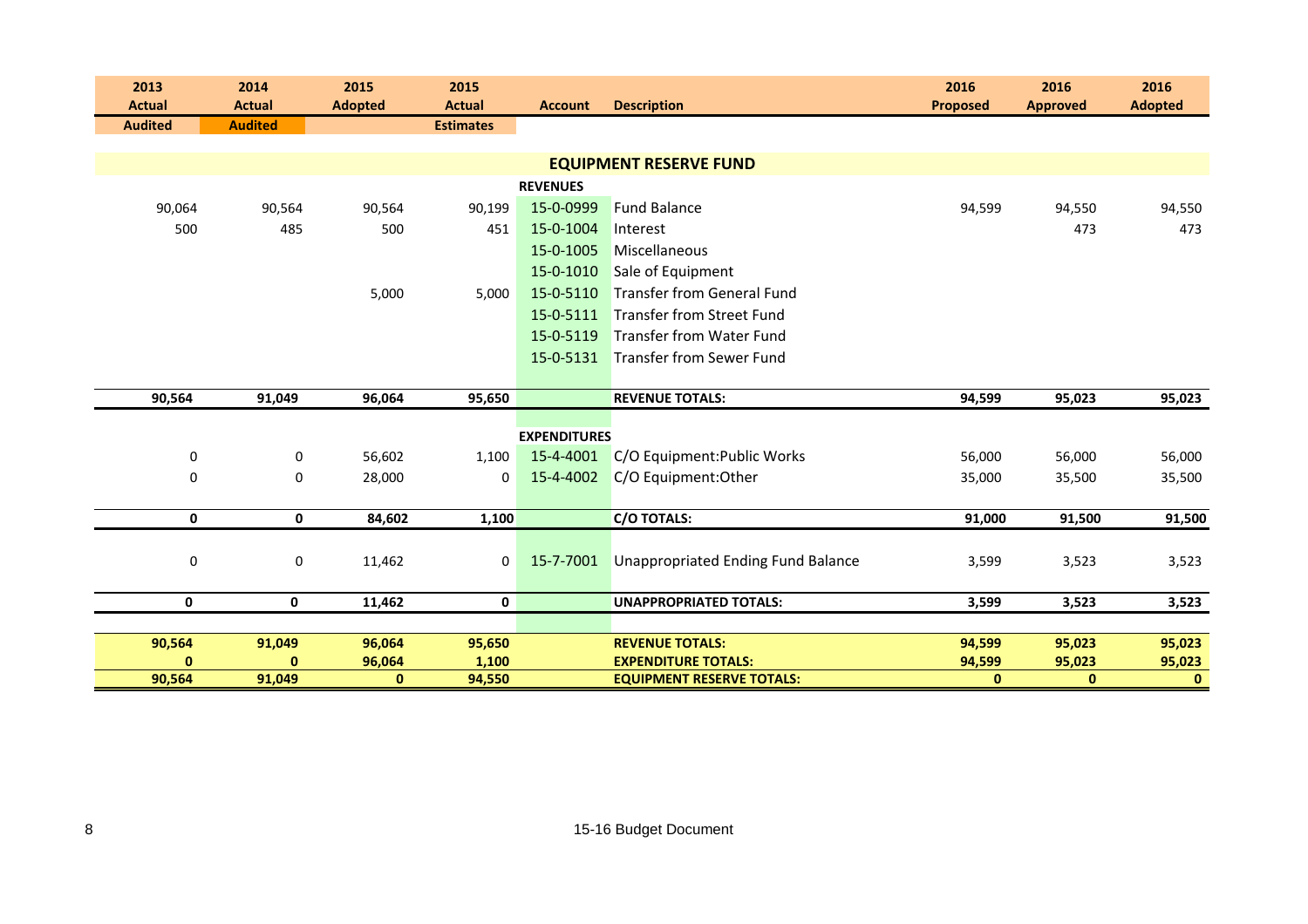| 2013 Actual Audited | 2014 Actual Audited | 2015 Adopted | 2015 Actual Estimates | Account | Description | 2016 Proposed | 2016 Approved | 2016 Adopted |
|---|---|---|---|---|---|---|---|---|
| | | | | | **EQUIPMENT RESERVE FUND** | | | |
| | | | | **REVENUES** | | | | |
| 90,064 | 90,564 | 90,564 | 90,199 | 15-0-0999 | Fund Balance | 94,599 | 94,550 | 94,550 |
| 500 | 485 | 500 | 451 | 15-0-1004 | Interest | | 473 | 473 |
| | | | | 15-0-1005 | Miscellaneous | | | |
| | | | | 15-0-1010 | Sale of Equipment | | | |
| | | 5,000 | 5,000 | 15-0-5110 | Transfer from General Fund | | | |
| | | | | 15-0-5111 | Transfer from Street Fund | | | |
| | | | | 15-0-5119 | Transfer from Water Fund | | | |
| | | | | 15-0-5131 | Transfer from Sewer Fund | | | |
| **90,564** | **91,049** | **96,064** | **95,650** | | **REVENUE TOTALS:** | **94,599** | **95,023** | **95,023** |
| | | | | **EXPENDITURES** | | | | |
| 0 | 0 | 56,602 | 1,100 | 15-4-4001 | C/O Equipment:Public Works | 56,000 | 56,000 | 56,000 |
| 0 | 0 | 28,000 | 0 | 15-4-4002 | C/O Equipment:Other | 35,000 | 35,500 | 35,500 |
| **0** | **0** | **84,602** | **1,100** | | **C/O TOTALS:** | **91,000** | **91,500** | **91,500** |
| 0 | 0 | 11,462 | 0 | 15-7-7001 | Unappropriated Ending Fund Balance | 3,599 | 3,523 | 3,523 |
| **0** | **0** | **11,462** | **0** | | **UNAPPROPRIATED TOTALS:** | **3,599** | **3,523** | **3,523** |
| **90,564** | **91,049** | **96,064** | **95,650** | | **REVENUE TOTALS:** | **94,599** | **95,023** | **95,023** |
| **0** | **0** | **96,064** | **1,100** | | **EXPENDITURE TOTALS:** | **94,599** | **95,023** | **95,023** |
| **90,564** | **91,049** | **0** | **94,550** | | **EQUIPMENT RESERVE TOTALS:** | **0** | **0** | **0** |

15-16 Budget Document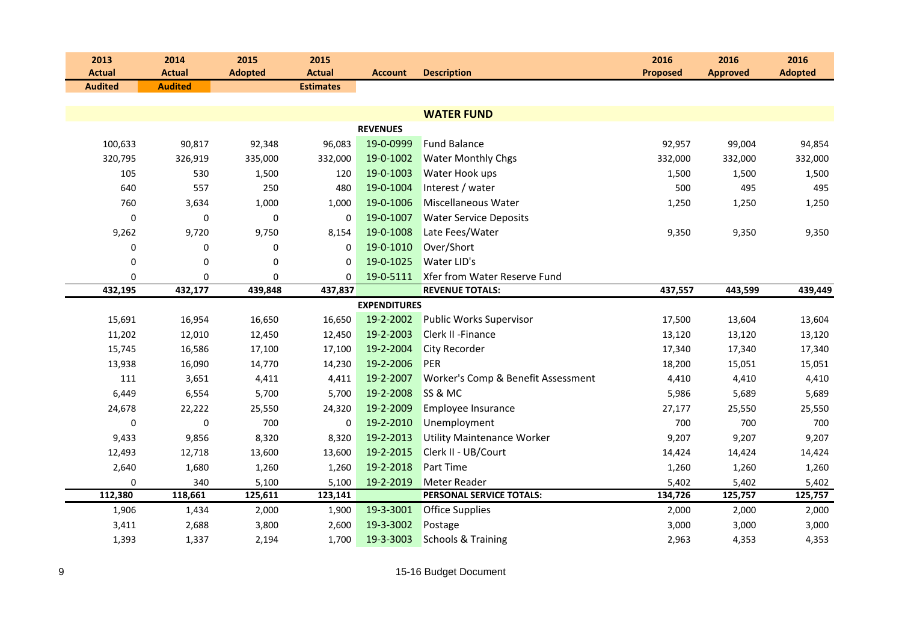| 2013 Actual Audited | 2014 Actual Audited | 2015 Adopted | 2015 Actual Estimates | Account | Description | 2016 Proposed | 2016 Approved | 2016 Adopted |
|---|---|---|---|---|---|---|---|---|
| | | | | | **WATER FUND** | | | |
| | | | | **REVENUES** | | | | |
| 100,633 | 90,817 | 92,348 | 96,083 | 19-0-0999 | Fund Balance | 92,957 | 99,004 | 94,854 |
| 320,795 | 326,919 | 335,000 | 332,000 | 19-0-1002 | Water Monthly Chgs | 332,000 | 332,000 | 332,000 |
| 105 | 530 | 1,500 | 120 | 19-0-1003 | Water Hook ups | 1,500 | 1,500 | 1,500 |
| 640 | 557 | 250 | 480 | 19-0-1004 | Interest / water | 500 | 495 | 495 |
| 760 | 3,634 | 1,000 | 1,000 | 19-0-1006 | Miscellaneous Water | 1,250 | 1,250 | 1,250 |
| 0 | 0 | 0 | 0 | 19-0-1007 | Water Service Deposits | | | |
| 9,262 | 9,720 | 9,750 | 8,154 | 19-0-1008 | Late Fees/Water | 9,350 | 9,350 | 9,350 |
| 0 | 0 | 0 | 0 | 19-0-1010 | Over/Short | | | |
| 0 | 0 | 0 | 0 | 19-0-1025 | Water LID's | | | |
| 0 | 0 | 0 | 0 | 19-0-5111 | Xfer from Water Reserve Fund | | | |
| **432,195** | **432,177** | **439,848** | **437,837** | | **REVENUE TOTALS:** | **437,557** | **443,599** | **439,449** |
| | | | | **EXPENDITURES** | | | | |
| 15,691 | 16,954 | 16,650 | 16,650 | 19-2-2002 | Public Works Supervisor | 17,500 | 13,604 | 13,604 |
| 11,202 | 12,010 | 12,450 | 12,450 | 19-2-2003 | Clerk II -Finance | 13,120 | 13,120 | 13,120 |
| 15,745 | 16,586 | 17,100 | 17,100 | 19-2-2004 | City Recorder | 17,340 | 17,340 | 17,340 |
| 13,938 | 16,090 | 14,770 | 14,230 | 19-2-2006 | PER | 18,200 | 15,051 | 15,051 |
| 111 | 3,651 | 4,411 | 4,411 | 19-2-2007 | Worker's Comp & Benefit Assessment | 4,410 | 4,410 | 4,410 |
| 6,449 | 6,554 | 5,700 | 5,700 | 19-2-2008 | SS & MC | 5,986 | 5,689 | 5,689 |
| 24,678 | 22,222 | 25,550 | 24,320 | 19-2-2009 | Employee Insurance | 27,177 | 25,550 | 25,550 |
| 0 | 0 | 700 | 0 | 19-2-2010 | Unemployment | 700 | 700 | 700 |
| 9,433 | 9,856 | 8,320 | 8,320 | 19-2-2013 | Utility Maintenance Worker | 9,207 | 9,207 | 9,207 |
| 12,493 | 12,718 | 13,600 | 13,600 | 19-2-2015 | Clerk II - UB/Court | 14,424 | 14,424 | 14,424 |
| 2,640 | 1,680 | 1,260 | 1,260 | 19-2-2018 | Part Time | 1,260 | 1,260 | 1,260 |
| 0 | 340 | 5,100 | 5,100 | 19-2-2019 | Meter Reader | 5,402 | 5,402 | 5,402 |
| **112,380** | **118,661** | **125,611** | **123,141** | | **PERSONAL SERVICE TOTALS:** | **134,726** | **125,757** | **125,757** |
| 1,906 | 1,434 | 2,000 | 1,900 | 19-3-3001 | Office Supplies | 2,000 | 2,000 | 2,000 |
| 3,411 | 2,688 | 3,800 | 2,600 | 19-3-3002 | Postage | 3,000 | 3,000 | 3,000 |
| 1,393 | 1,337 | 2,194 | 1,700 | 19-3-3003 | Schools & Training | 2,963 | 4,353 | 4,353 |

15-16 Budget Document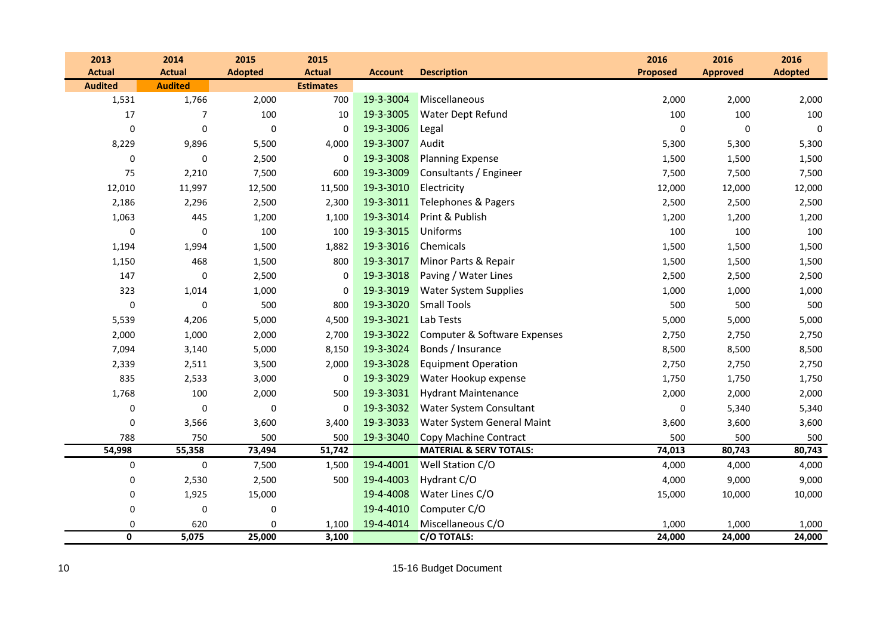| 2013 Actual | 2014 Actual | 2015 Adopted | 2015 Actual | Account | Description | 2016 Proposed | 2016 Approved | 2016 Adopted |
|---|---|---|---|---|---|---|---|---|
| Audited | Audited | | Estimates | | | | | |
| 1,531 | 1,766 | 2,000 | 700 | 19-3-3004 | Miscellaneous | 2,000 | 2,000 | 2,000 |
| 17 | 7 | 100 | 10 | 19-3-3005 | Water Dept Refund | 100 | 100 | 100 |
| 0 | 0 | 0 | 0 | 19-3-3006 | Legal | 0 | 0 | 0 |
| 8,229 | 9,896 | 5,500 | 4,000 | 19-3-3007 | Audit | 5,300 | 5,300 | 5,300 |
| 0 | 0 | 2,500 | 0 | 19-3-3008 | Planning Expense | 1,500 | 1,500 | 1,500 |
| 75 | 2,210 | 7,500 | 600 | 19-3-3009 | Consultants / Engineer | 7,500 | 7,500 | 7,500 |
| 12,010 | 11,997 | 12,500 | 11,500 | 19-3-3010 | Electricity | 12,000 | 12,000 | 12,000 |
| 2,186 | 2,296 | 2,500 | 2,300 | 19-3-3011 | Telephones & Pagers | 2,500 | 2,500 | 2,500 |
| 1,063 | 445 | 1,200 | 1,100 | 19-3-3014 | Print & Publish | 1,200 | 1,200 | 1,200 |
| 0 | 0 | 100 | 100 | 19-3-3015 | Uniforms | 100 | 100 | 100 |
| 1,194 | 1,994 | 1,500 | 1,882 | 19-3-3016 | Chemicals | 1,500 | 1,500 | 1,500 |
| 1,150 | 468 | 1,500 | 800 | 19-3-3017 | Minor Parts & Repair | 1,500 | 1,500 | 1,500 |
| 147 | 0 | 2,500 | 0 | 19-3-3018 | Paving / Water Lines | 2,500 | 2,500 | 2,500 |
| 323 | 1,014 | 1,000 | 0 | 19-3-3019 | Water System Supplies | 1,000 | 1,000 | 1,000 |
| 0 | 0 | 500 | 800 | 19-3-3020 | Small Tools | 500 | 500 | 500 |
| 5,539 | 4,206 | 5,000 | 4,500 | 19-3-3021 | Lab Tests | 5,000 | 5,000 | 5,000 |
| 2,000 | 1,000 | 2,000 | 2,700 | 19-3-3022 | Computer & Software Expenses | 2,750 | 2,750 | 2,750 |
| 7,094 | 3,140 | 5,000 | 8,150 | 19-3-3024 | Bonds / Insurance | 8,500 | 8,500 | 8,500 |
| 2,339 | 2,511 | 3,500 | 2,000 | 19-3-3028 | Equipment Operation | 2,750 | 2,750 | 2,750 |
| 835 | 2,533 | 3,000 | 0 | 19-3-3029 | Water Hookup expense | 1,750 | 1,750 | 1,750 |
| 1,768 | 100 | 2,000 | 500 | 19-3-3031 | Hydrant Maintenance | 2,000 | 2,000 | 2,000 |
| 0 | 0 | 0 | 0 | 19-3-3032 | Water System Consultant | 0 | 5,340 | 5,340 |
| 0 | 3,566 | 3,600 | 3,400 | 19-3-3033 | Water System General Maint | 3,600 | 3,600 | 3,600 |
| 788 | 750 | 500 | 500 | 19-3-3040 | Copy Machine Contract | 500 | 500 | 500 |
| **54,998** | **55,358** | **73,494** | **51,742** | | **MATERIAL & SERV TOTALS:** | **74,013** | **80,743** | **80,743** |
| 0 | 0 | 7,500 | 1,500 | 19-4-4001 | Well Station C/O | 4,000 | 4,000 | 4,000 |
| 0 | 2,530 | 2,500 | 500 | 19-4-4003 | Hydrant C/O | 4,000 | 9,000 | 9,000 |
| 0 | 1,925 | 15,000 | | 19-4-4008 | Water Lines C/O | 15,000 | 10,000 | 10,000 |
| 0 | 0 | 0 | | 19-4-4010 | Computer C/O | | | |
| 0 | 620 | 0 | 1,100 | 19-4-4014 | Miscellaneous C/O | 1,000 | 1,000 | 1,000 |
| **0** | **5,075** | **25,000** | **3,100** | | **C/O TOTALS:** | **24,000** | **24,000** | **24,000** |

15-16 Budget Document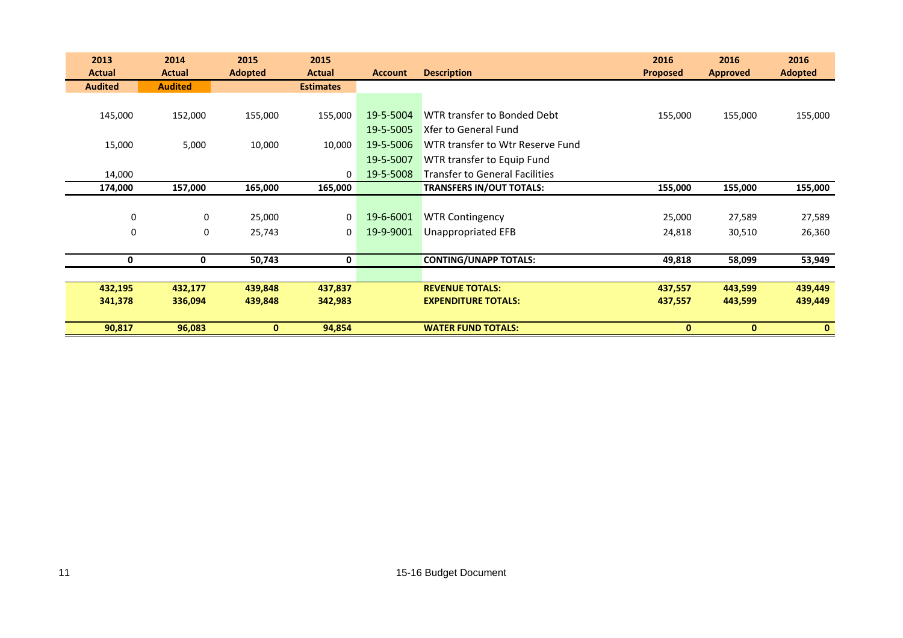| 2013 Actual | 2014 Actual | 2015 Adopted | 2015 Actual | Account | Description | 2016 Proposed | 2016 Approved | 2016 Adopted |
|---|---|---|---|---|---|---|---|---|
| Audited | Audited | | Estimates | | | | | |
| 145,000 | 152,000 | 155,000 | 155,000 | 19-5-5004 | WTR transfer to Bonded Debt | 155,000 | 155,000 | 155,000 |
| | | | | 19-5-5005 | Xfer to General Fund | | | |
| 15,000 | 5,000 | 10,000 | 10,000 | 19-5-5006 | WTR transfer to Wtr Reserve Fund | | | |
| | | | | 19-5-5007 | WTR transfer to Equip Fund | | | |
| 14,000 | | | 0 | 19-5-5008 | Transfer to General Facilities | | | |
| **174,000** | **157,000** | **165,000** | **165,000** | | **TRANSFERS IN/OUT TOTALS:** | **155,000** | **155,000** | **155,000** |
| 0 | 0 | 25,000 | 0 | 19-6-6001 | WTR Contingency | 25,000 | 27,589 | 27,589 |
| 0 | 0 | 25,743 | 0 | 19-9-9001 | Unappropriated EFB | 24,818 | 30,510 | 26,360 |
| **0** | **0** | **50,743** | **0** | | **CONTING/UNAPP TOTALS:** | **49,818** | **58,099** | **53,949** |
| **432,195** | **432,177** | **439,848** | **437,837** | | **REVENUE TOTALS:** | **437,557** | **443,599** | **439,449** |
| **341,378** | **336,094** | **439,848** | **342,983** | | **EXPENDITURE TOTALS:** | **437,557** | **443,599** | **439,449** |
| **90,817** | **96,083** | **0** | **94,854** | | **WATER FUND TOTALS:** | **0** | **0** | **0** |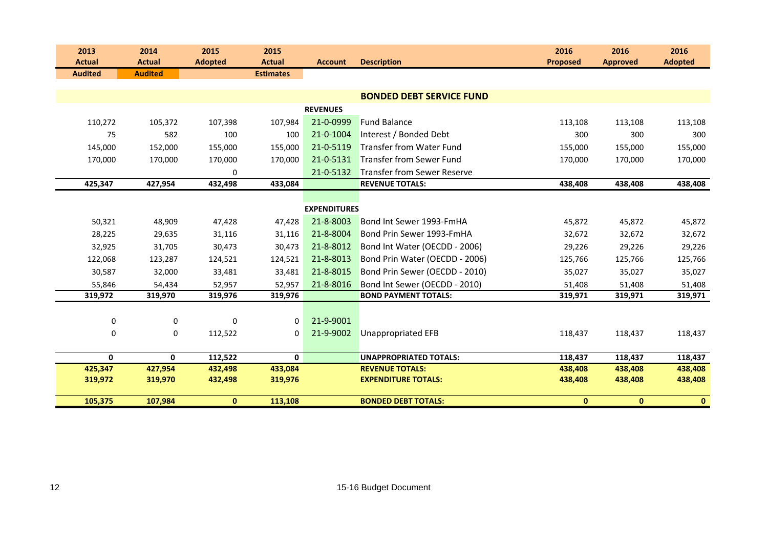| 2013 Actual Audited | 2014 Actual Audited | 2015 Adopted | 2015 Actual Estimates | Account | Description | 2016 Proposed | 2016 Approved | 2016 Adopted |
|---|---|---|---|---|---|---|---|---|
| | | | | | **BONDED DEBT SERVICE FUND** | | | |
| | | | | **REVENUES** | | | | |
| 110,272 | 105,372 | 107,398 | 107,984 | 21-0-0999 | Fund Balance | 113,108 | 113,108 | 113,108 |
| 75 | 582 | 100 | 100 | 21-0-1004 | Interest / Bonded Debt | 300 | 300 | 300 |
| 145,000 | 152,000 | 155,000 | 155,000 | 21-0-5119 | Transfer from Water Fund | 155,000 | 155,000 | 155,000 |
| 170,000 | 170,000 | 170,000 | 170,000 | 21-0-5131 | Transfer from Sewer Fund | 170,000 | 170,000 | 170,000 |
| | | 0 | | 21-0-5132 | Transfer from Sewer Reserve | | | |
| **425,347** | **427,954** | **432,498** | **433,084** | | **REVENUE TOTALS:** | **438,408** | **438,408** | **438,408** |
| | | | | **EXPENDITURES** | | | | |
| 50,321 | 48,909 | 47,428 | 47,428 | 21-8-8003 | Bond Int Sewer 1993-FmHA | 45,872 | 45,872 | 45,872 |
| 28,225 | 29,635 | 31,116 | 31,116 | 21-8-8004 | Bond Prin Sewer 1993-FmHA | 32,672 | 32,672 | 32,672 |
| 32,925 | 31,705 | 30,473 | 30,473 | 21-8-8012 | Bond Int Water (OECDD - 2006) | 29,226 | 29,226 | 29,226 |
| 122,068 | 123,287 | 124,521 | 124,521 | 21-8-8013 | Bond Prin Water (OECDD - 2006) | 125,766 | 125,766 | 125,766 |
| 30,587 | 32,000 | 33,481 | 33,481 | 21-8-8015 | Bond Prin Sewer (OECDD - 2010) | 35,027 | 35,027 | 35,027 |
| 55,846 | 54,434 | 52,957 | 52,957 | 21-8-8016 | Bond Int Sewer (OECDD - 2010) | 51,408 | 51,408 | 51,408 |
| **319,972** | **319,970** | **319,976** | **319,976** | | **BOND PAYMENT TOTALS:** | **319,971** | **319,971** | **319,971** |
| 0 | 0 | 0 | 0 | 21-9-9001 | | | | |
| 0 | 0 | 112,522 | 0 | 21-9-9002 | Unappropriated EFB | 118,437 | 118,437 | 118,437 |
| **0** | **0** | **112,522** | **0** | | **UNAPPROPRIATED TOTALS:** | **118,437** | **118,437** | **118,437** |
| **425,347** | **427,954** | **432,498** | **433,084** | | **REVENUE TOTALS:** | **438,408** | **438,408** | **438,408** |
| **319,972** | **319,970** | **432,498** | **319,976** | | **EXPENDITURE TOTALS:** | **438,408** | **438,408** | **438,408** |
| **105,375** | **107,984** | **0** | **113,108** | | **BONDED DEBT TOTALS:** | **0** | **0** | **0** |

15-16 Budget Document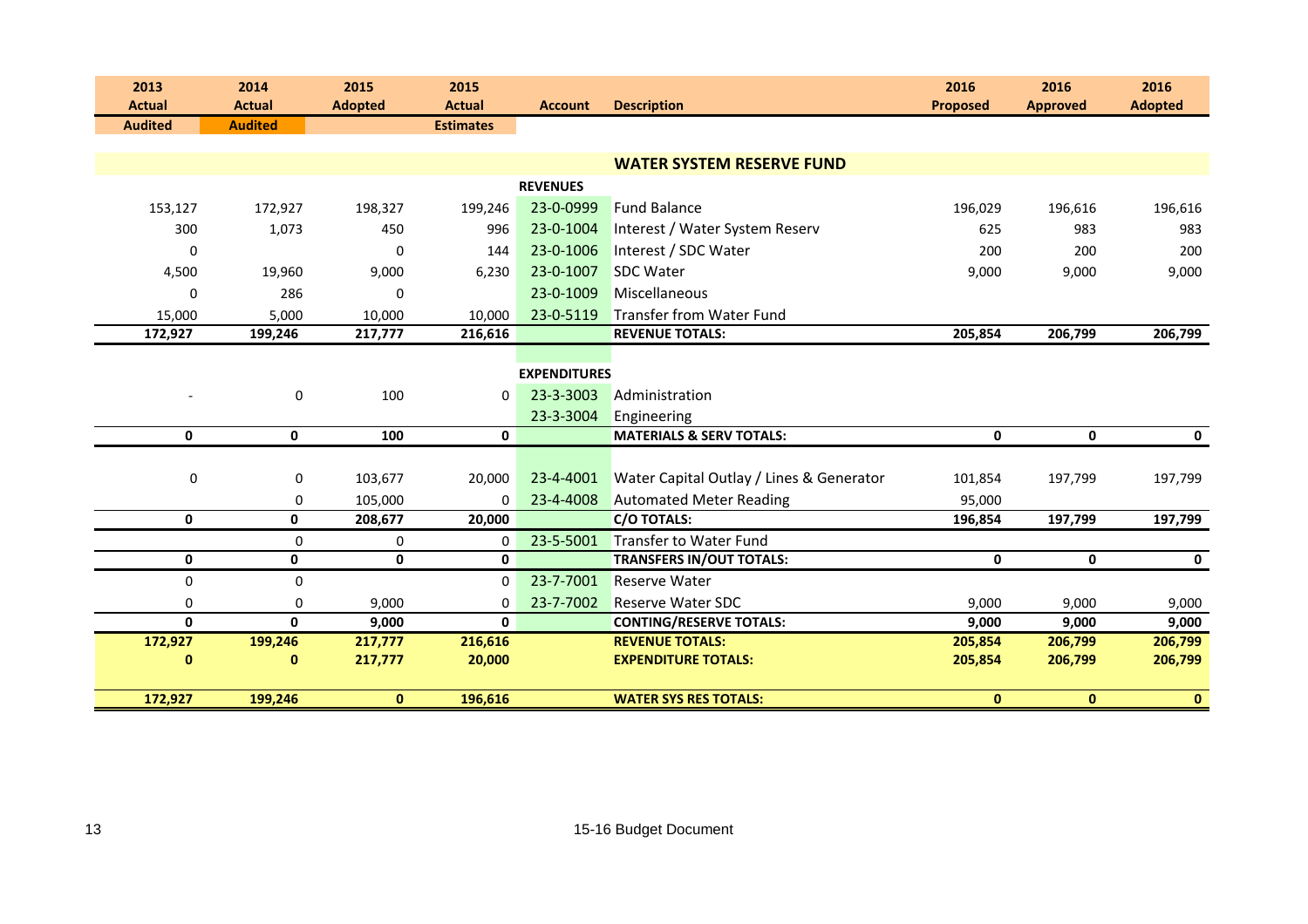| 2013 Actual Audited | 2014 Actual Audited | 2015 Adopted | 2015 Actual Estimates | Account | Description | 2016 Proposed | 2016 Approved | 2016 Adopted |
|---|---|---|---|---|---|---|---|---|
| | | | | | **WATER SYSTEM RESERVE FUND** | | | |
| | | | | **REVENUES** | | | | |
| 153,127 | 172,927 | 198,327 | 199,246 | 23-0-0999 | Fund Balance | 196,029 | 196,616 | 196,616 |
| 300 | 1,073 | 450 | 996 | 23-0-1004 | Interest / Water System Reserv | 625 | 983 | 983 |
| 0 | | 0 | 144 | 23-0-1006 | Interest / SDC Water | 200 | 200 | 200 |
| 4,500 | 19,960 | 9,000 | 6,230 | 23-0-1007 | SDC Water | 9,000 | 9,000 | 9,000 |
| 0 | 286 | 0 | | 23-0-1009 | Miscellaneous | | | |
| 15,000 | 5,000 | 10,000 | 10,000 | 23-0-5119 | Transfer from Water Fund | | | |
| **172,927** | **199,246** | **217,777** | **216,616** | | **REVENUE TOTALS:** | **205,854** | **206,799** | **206,799** |
| | | | | **EXPENDITURES** | | | | |
| - | 0 | 100 | 0 | 23-3-3003 | Administration | | | |
| | | | | 23-3-3004 | Engineering | | | |
| **0** | **0** | **100** | **0** | | **MATERIALS & SERV TOTALS:** | **0** | **0** | **0** |
| 0 | 0 | 103,677 | 20,000 | 23-4-4001 | Water Capital Outlay / Lines & Generator | 101,854 | 197,799 | 197,799 |
| | 0 | 105,000 | 0 | 23-4-4008 | Automated Meter Reading | 95,000 | | |
| **0** | **0** | **208,677** | **20,000** | | **C/O TOTALS:** | **196,854** | **197,799** | **197,799** |
| | 0 | 0 | 0 | 23-5-5001 | Transfer to Water Fund | | | |
| **0** | **0** | **0** | **0** | | **TRANSFERS IN/OUT TOTALS:** | **0** | **0** | **0** |
| 0 | 0 | | 0 | 23-7-7001 | Reserve Water | | | |
| 0 | 0 | 9,000 | 0 | 23-7-7002 | Reserve Water SDC | 9,000 | 9,000 | 9,000 |
| **0** | **0** | **9,000** | **0** | | **CONTING/RESERVE TOTALS:** | **9,000** | **9,000** | **9,000** |
| **172,927** | **199,246** | **217,777** | **216,616** | | **REVENUE TOTALS:** | **205,854** | **206,799** | **206,799** |
| **0** | **0** | **217,777** | **20,000** | | **EXPENDITURE TOTALS:** | **205,854** | **206,799** | **206,799** |
| **172,927** | **199,246** | **0** | **196,616** | | **WATER SYS RES TOTALS:** | **0** | **0** | **0** |

15-16 Budget Document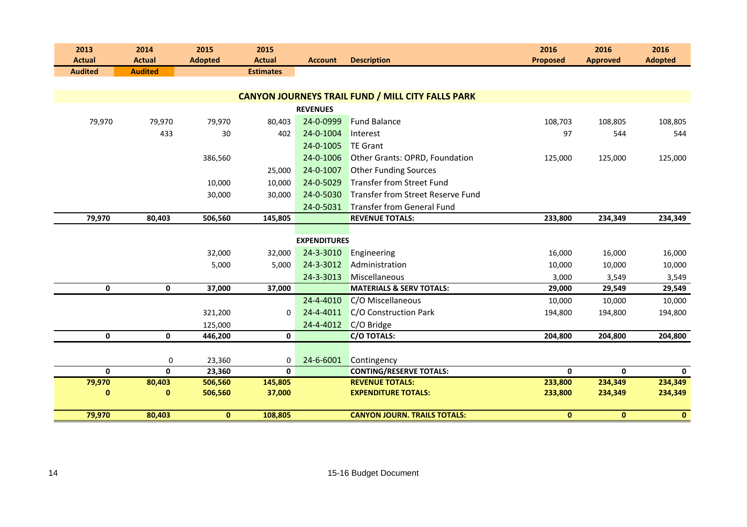| 2013 Actual Audited | 2014 Actual Audited | 2015 Adopted | 2015 Actual Estimates | Account | Description | 2016 Proposed | 2016 Approved | 2016 Adopted |
|---|---|---|---|---|---|---|---|---|
| | | | | | **CANYON JOURNEYS TRAIL FUND / MILL CITY FALLS PARK** | | | |
| | | | | **REVENUES** | | | | |
| 79,970 | 79,970 | 79,970 | 80,403 | 24-0-0999 | Fund Balance | 108,703 | 108,805 | 108,805 |
| | 433 | 30 | 402 | 24-0-1004 | Interest | 97 | 544 | 544 |
| | | | | 24-0-1005 | TE Grant | | | |
| | | 386,560 | | 24-0-1006 | Other Grants: OPRD, Foundation | 125,000 | 125,000 | 125,000 |
| | | | 25,000 | 24-0-1007 | Other Funding Sources | | | |
| | | 10,000 | 10,000 | 24-0-5029 | Transfer from Street Fund | | | |
| | | 30,000 | 30,000 | 24-0-5030 | Transfer from Street Reserve Fund | | | |
| | | | | 24-0-5031 | Transfer from General Fund | | | |
| **79,970** | **80,403** | **506,560** | **145,805** | | **REVENUE TOTALS:** | **233,800** | **234,349** | **234,349** |
| | | | | **EXPENDITURES** | | | | |
| | | 32,000 | 32,000 | 24-3-3010 | Engineering | 16,000 | 16,000 | 16,000 |
| | | 5,000 | 5,000 | 24-3-3012 | Administration | 10,000 | 10,000 | 10,000 |
| | | | | 24-3-3013 | Miscellaneous | 3,000 | 3,549 | 3,549 |
| **0** | **0** | **37,000** | **37,000** | | **MATERIALS & SERV TOTALS:** | **29,000** | **29,549** | **29,549** |
| | | | | 24-4-4010 | C/O Miscellaneous | 10,000 | 10,000 | 10,000 |
| | | 321,200 | 0 | 24-4-4011 | C/O Construction Park | 194,800 | 194,800 | 194,800 |
| | | 125,000 | | 24-4-4012 | C/O Bridge | | | |
| **0** | **0** | **446,200** | **0** | | **C/O TOTALS:** | **204,800** | **204,800** | **204,800** |
| | 0 | 23,360 | 0 | 24-6-6001 | Contingency | | | |
| **0** | **0** | **23,360** | **0** | | **CONTING/RESERVE TOTALS:** | **0** | **0** | **0** |
| **79,970** | **80,403** | **506,560** | **145,805** | | **REVENUE TOTALS:** | **233,800** | **234,349** | **234,349** |
| **0** | **0** | **506,560** | **37,000** | | **EXPENDITURE TOTALS:** | **233,800** | **234,349** | **234,349** |
| **79,970** | **80,403** | **0** | **108,805** | | **CANYON JOURN. TRAILS TOTALS:** | **0** | **0** | **0** |

15-16 Budget Document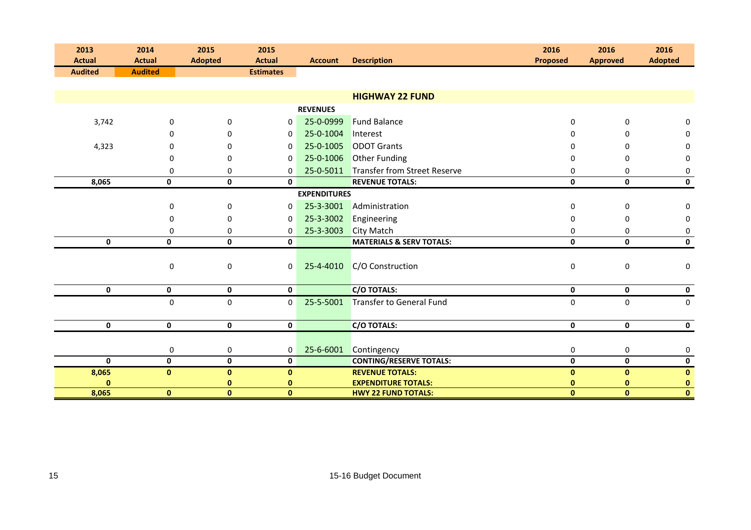| 2013 Actual Audited | 2014 Actual Audited | 2015 Adopted | 2015 Actual Estimates | Account | Description | 2016 Proposed | 2016 Approved | 2016 Adopted |
|---|---|---|---|---|---|---|---|---|
| | | | | | **HIGHWAY 22 FUND** | | | |
| | | | | **REVENUES** | | | | |
| 3,742 | 0 | 0 | 0 | 25-0-0999 | Fund Balance | 0 | 0 | 0 |
| | 0 | 0 | 0 | 25-0-1004 | Interest | 0 | 0 | 0 |
| 4,323 | 0 | 0 | 0 | 25-0-1005 | ODOT Grants | 0 | 0 | 0 |
| | 0 | 0 | 0 | 25-0-1006 | Other Funding | 0 | 0 | 0 |
| | 0 | 0 | 0 | 25-0-5011 | Transfer from Street Reserve | 0 | 0 | 0 |
| **8,065** | **0** | **0** | **0** | | **REVENUE TOTALS:** | **0** | **0** | **0** |
| | | | | **EXPENDITURES** | | | | |
| | 0 | 0 | 0 | 25-3-3001 | Administration | 0 | 0 | 0 |
| | 0 | 0 | 0 | 25-3-3002 | Engineering | 0 | 0 | 0 |
| | 0 | 0 | 0 | 25-3-3003 | City Match | 0 | 0 | 0 |
| **0** | **0** | **0** | **0** | | **MATERIALS & SERV TOTALS:** | **0** | **0** | **0** |
| | 0 | 0 | 0 | 25-4-4010 | C/O Construction | 0 | 0 | 0 |
| **0** | **0** | **0** | **0** | | **C/O TOTALS:** | **0** | **0** | **0** |
| | 0 | 0 | 0 | 25-5-5001 | Transfer to General Fund | 0 | 0 | 0 |
| **0** | **0** | **0** | **0** | | **C/O TOTALS:** | **0** | **0** | **0** |
| | 0 | 0 | 0 | 25-6-6001 | Contingency | 0 | 0 | 0 |
| **0** | **0** | **0** | **0** | | **CONTING/RESERVE TOTALS:** | **0** | **0** | **0** |
| **8,065** | **0** | **0** | **0** | | **REVENUE TOTALS:** | **0** | **0** | **0** |
| **0** | | **0** | **0** | | **EXPENDITURE TOTALS:** | **0** | **0** | **0** |
| **8,065** | **0** | **0** | **0** | | **HWY 22 FUND TOTALS:** | **0** | **0** | **0** |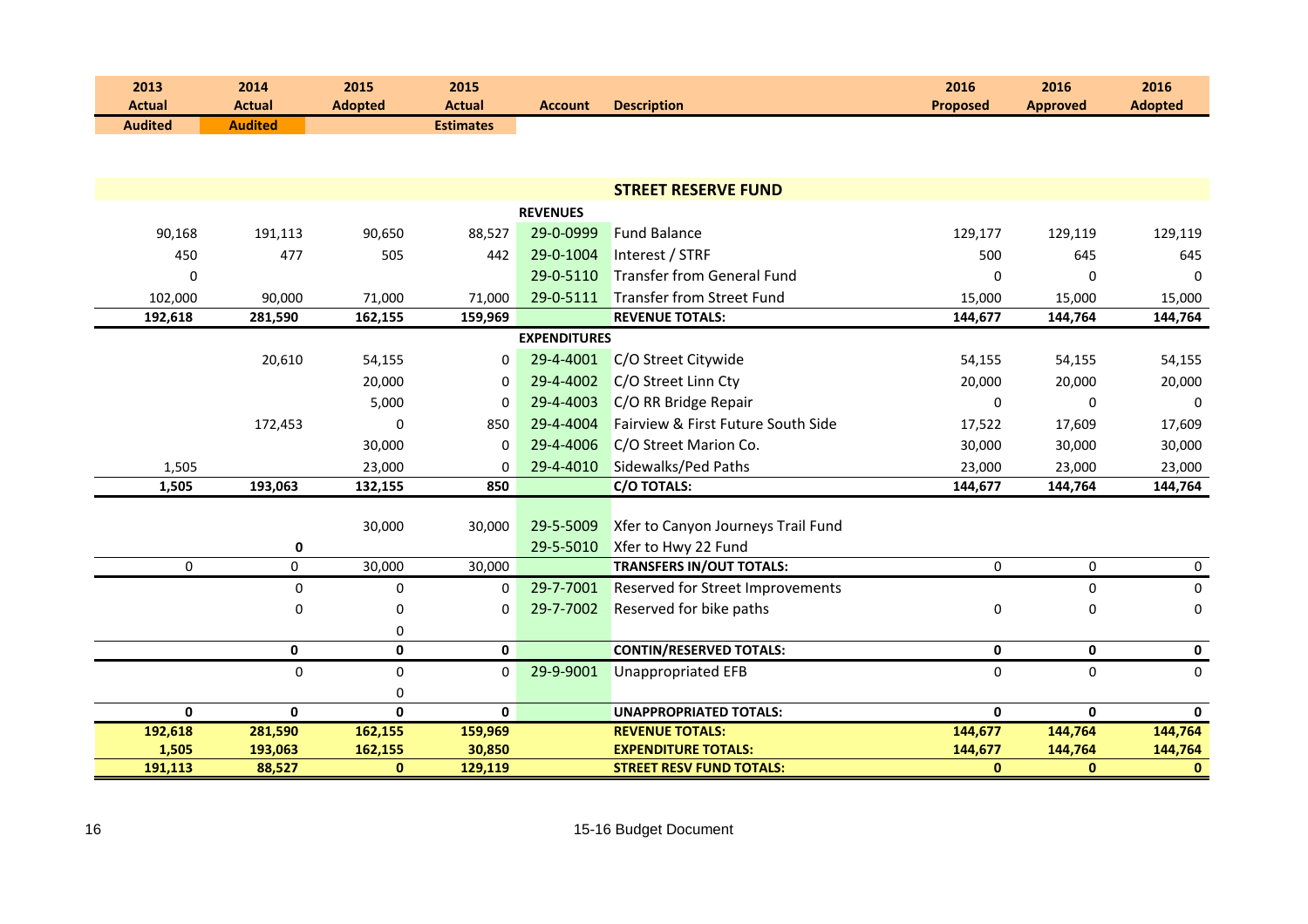| 2013 Actual Audited | 2014 Actual Audited | 2015 Adopted | 2015 Actual Estimates | Account | Description | 2016 Proposed | 2016 Approved | 2016 Adopted |
|---|---|---|---|---|---|---|---|---|
| | | | | | **STREET RESERVE FUND** | | | |
| | | | | **REVENUES** | | | | |
| 90,168 | 191,113 | 90,650 | 88,527 | 29-0-0999 | Fund Balance | 129,177 | 129,119 | 129,119 |
| 450 | 477 | 505 | 442 | 29-0-1004 | Interest / STRF | 500 | 645 | 645 |
| 0 | | | | 29-0-5110 | Transfer from General Fund | 0 | 0 | 0 |
| 102,000 | 90,000 | 71,000 | 71,000 | 29-0-5111 | Transfer from Street Fund | 15,000 | 15,000 | 15,000 |
| **192,618** | **281,590** | **162,155** | **159,969** | | **REVENUE TOTALS:** | **144,677** | **144,764** | **144,764** |
| | | | | **EXPENDITURES** | | | | |
| | 20,610 | 54,155 | 0 | 29-4-4001 | C/O Street Citywide | 54,155 | 54,155 | 54,155 |
| | | 20,000 | 0 | 29-4-4002 | C/O Street Linn Cty | 20,000 | 20,000 | 20,000 |
| | | 5,000 | 0 | 29-4-4003 | C/O RR Bridge Repair | 0 | 0 | 0 |
| | 172,453 | 0 | 850 | 29-4-4004 | Fairview & First Future South Side | 17,522 | 17,609 | 17,609 |
| | | 30,000 | 0 | 29-4-4006 | C/O Street Marion Co. | 30,000 | 30,000 | 30,000 |
| 1,505 | | 23,000 | 0 | 29-4-4010 | Sidewalks/Ped Paths | 23,000 | 23,000 | 23,000 |
| **1,505** | **193,063** | **132,155** | **850** | | **C/O TOTALS:** | **144,677** | **144,764** | **144,764** |
| | | 30,000 | 30,000 | 29-5-5009 | Xfer to Canyon Journeys Trail Fund | | | |
| | **0** | | | 29-5-5010 | Xfer to Hwy 22 Fund | | | |
| 0 | 0 | 30,000 | 30,000 | | **TRANSFERS IN/OUT TOTALS:** | 0 | 0 | 0 |
| | 0 | 0 | 0 | 29-7-7001 | Reserved for Street Improvements | | 0 | 0 |
| | 0 | 0 | 0 | 29-7-7002 | Reserved for bike paths | 0 | 0 | 0 |
| | | 0 | | | | | | |
| | **0** | **0** | **0** | | **CONTIN/RESERVED TOTALS:** | **0** | **0** | **0** |
| | 0 | 0 | 0 | 29-9-9001 | Unappropriated EFB | 0 | 0 | 0 |
| | | 0 | | | | | | |
| **0** | **0** | **0** | **0** | | **UNAPPROPRIATED TOTALS:** | **0** | **0** | **0** |
| **192,618** | **281,590** | **162,155** | **159,969** | | **REVENUE TOTALS:** | **144,677** | **144,764** | **144,764** |
| **1,505** | **193,063** | **162,155** | **30,850** | | **EXPENDITURE TOTALS:** | **144,677** | **144,764** | **144,764** |
| **191,113** | **88,527** | **0** | **129,119** | | **STREET RESV FUND TOTALS:** | **0** | **0** | **0** |

15-16 Budget Document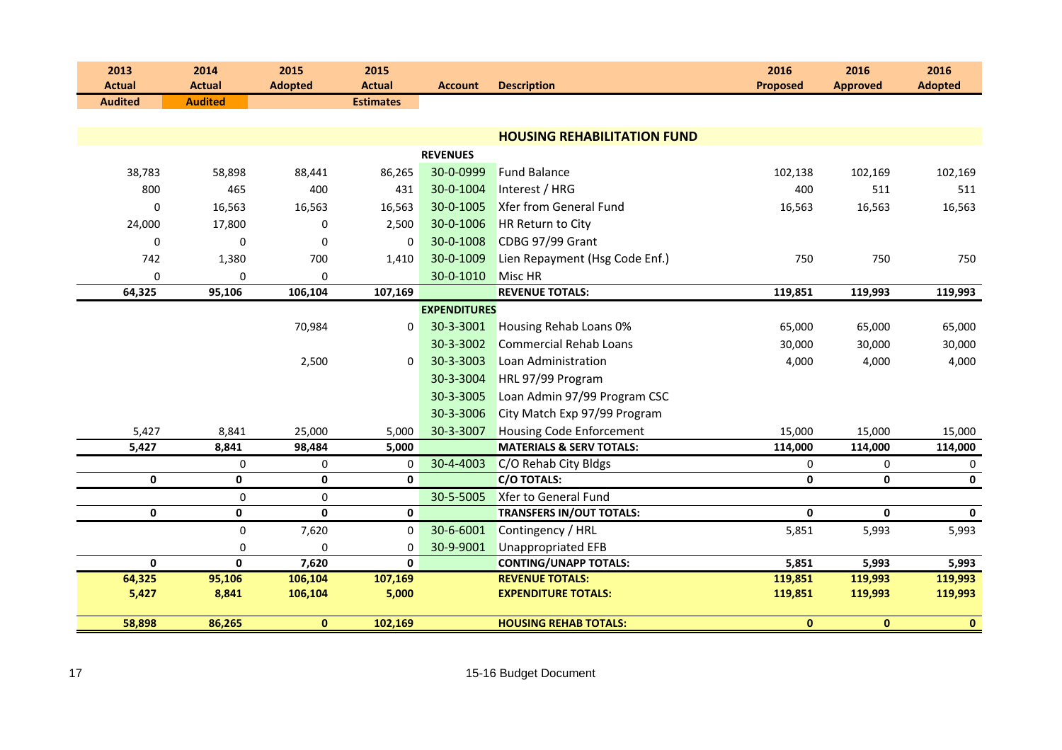| 2013 Actual Audited | 2014 Actual Audited | 2015 Adopted | 2015 Actual Estimates | Account | Description | 2016 Proposed | 2016 Approved | 2016 Adopted |
|---|---|---|---|---|---|---|---|---|
| | | | | | **HOUSING REHABILITATION FUND** | | | |
| | | | | **REVENUES** | | | | |
| 38,783 | 58,898 | 88,441 | 86,265 | 30-0-0999 | Fund Balance | 102,138 | 102,169 | 102,169 |
| 800 | 465 | 400 | 431 | 30-0-1004 | Interest / HRG | 400 | 511 | 511 |
| 0 | 16,563 | 16,563 | 16,563 | 30-0-1005 | Xfer from General Fund | 16,563 | 16,563 | 16,563 |
| 24,000 | 17,800 | 0 | 2,500 | 30-0-1006 | HR Return to City | | | |
| 0 | 0 | 0 | 0 | 30-0-1008 | CDBG 97/99 Grant | | | |
| 742 | 1,380 | 700 | 1,410 | 30-0-1009 | Lien Repayment (Hsg Code Enf.) | 750 | 750 | 750 |
| 0 | 0 | 0 | | 30-0-1010 | Misc HR | | | |
| **64,325** | **95,106** | **106,104** | **107,169** | | **REVENUE TOTALS:** | **119,851** | **119,993** | **119,993** |
| | | | | **EXPENDITURES** | | | | |
| | | 70,984 | 0 | 30-3-3001 | Housing Rehab Loans 0% | 65,000 | 65,000 | 65,000 |
| | | | | 30-3-3002 | Commercial Rehab Loans | 30,000 | 30,000 | 30,000 |
| | | 2,500 | 0 | 30-3-3003 | Loan Administration | 4,000 | 4,000 | 4,000 |
| | | | | 30-3-3004 | HRL 97/99 Program | | | |
| | | | | 30-3-3005 | Loan Admin 97/99 Program CSC | | | |
| | | | | 30-3-3006 | City Match Exp 97/99 Program | | | |
| 5,427 | 8,841 | 25,000 | 5,000 | 30-3-3007 | Housing Code Enforcement | 15,000 | 15,000 | 15,000 |
| **5,427** | **8,841** | **98,484** | **5,000** | | **MATERIALS & SERV TOTALS:** | **114,000** | **114,000** | **114,000** |
| | 0 | 0 | 0 | 30-4-4003 | C/O Rehab City Bldgs | 0 | 0 | 0 |
| **0** | **0** | **0** | **0** | | **C/O TOTALS:** | **0** | **0** | **0** |
| | 0 | 0 | | 30-5-5005 | Xfer to General Fund | | | |
| **0** | **0** | **0** | **0** | | **TRANSFERS IN/OUT TOTALS:** | **0** | **0** | **0** |
| | 0 | 7,620 | 0 | 30-6-6001 | Contingency / HRL | 5,851 | 5,993 | 5,993 |
| | 0 | 0 | 0 | 30-9-9001 | Unappropriated EFB | | | |
| **0** | **0** | **7,620** | **0** | | **CONTING/UNAPP TOTALS:** | **5,851** | **5,993** | **5,993** |
| **64,325** | **95,106** | **106,104** | **107,169** | | **REVENUE TOTALS:** | **119,851** | **119,993** | **119,993** |
| **5,427** | **8,841** | **106,104** | **5,000** | | **EXPENDITURE TOTALS:** | **119,851** | **119,993** | **119,993** |
| **58,898** | **86,265** | **0** | **102,169** | | **HOUSING REHAB TOTALS:** | **0** | **0** | **0** |

15-16 Budget Document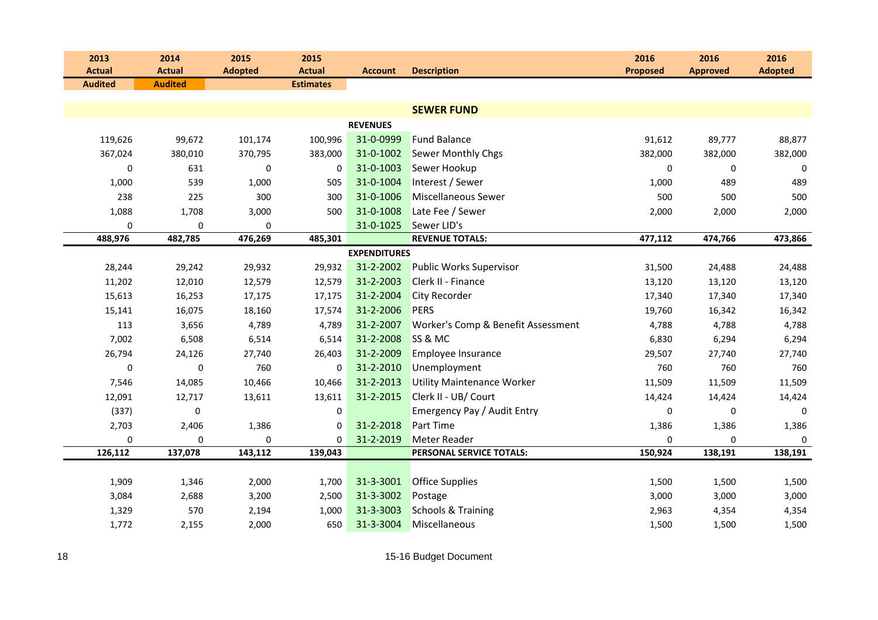| 2013 Actual Audited | 2014 Actual Audited | 2015 Adopted | 2015 Actual Estimates | Account | Description | 2016 Proposed | 2016 Approved | 2016 Adopted |
|---|---|---|---|---|---|---|---|---|
| | | | | | **SEWER FUND** | | | |
| | | | | **REVENUES** | | | | |
| 119,626 | 99,672 | 101,174 | 100,996 | 31-0-0999 | Fund Balance | 91,612 | 89,777 | 88,877 |
| 367,024 | 380,010 | 370,795 | 383,000 | 31-0-1002 | Sewer Monthly Chgs | 382,000 | 382,000 | 382,000 |
| 0 | 631 | 0 | 0 | 31-0-1003 | Sewer Hookup | 0 | 0 | 0 |
| 1,000 | 539 | 1,000 | 505 | 31-0-1004 | Interest / Sewer | 1,000 | 489 | 489 |
| 238 | 225 | 300 | 300 | 31-0-1006 | Miscellaneous Sewer | 500 | 500 | 500 |
| 1,088 | 1,708 | 3,000 | 500 | 31-0-1008 | Late Fee / Sewer | 2,000 | 2,000 | 2,000 |
| 0 | 0 | 0 | | 31-0-1025 | Sewer LID's | | | |
| **488,976** | **482,785** | **476,269** | **485,301** | | **REVENUE TOTALS:** | **477,112** | **474,766** | **473,866** |
| | | | | **EXPENDITURES** | | | | |
| 28,244 | 29,242 | 29,932 | 29,932 | 31-2-2002 | Public Works Supervisor | 31,500 | 24,488 | 24,488 |
| 11,202 | 12,010 | 12,579 | 12,579 | 31-2-2003 | Clerk II - Finance | 13,120 | 13,120 | 13,120 |
| 15,613 | 16,253 | 17,175 | 17,175 | 31-2-2004 | City Recorder | 17,340 | 17,340 | 17,340 |
| 15,141 | 16,075 | 18,160 | 17,574 | 31-2-2006 | PERS | 19,760 | 16,342 | 16,342 |
| 113 | 3,656 | 4,789 | 4,789 | 31-2-2007 | Worker's Comp & Benefit Assessment | 4,788 | 4,788 | 4,788 |
| 7,002 | 6,508 | 6,514 | 6,514 | 31-2-2008 | SS & MC | 6,830 | 6,294 | 6,294 |
| 26,794 | 24,126 | 27,740 | 26,403 | 31-2-2009 | Employee Insurance | 29,507 | 27,740 | 27,740 |
| 0 | 0 | 760 | 0 | 31-2-2010 | Unemployment | 760 | 760 | 760 |
| 7,546 | 14,085 | 10,466 | 10,466 | 31-2-2013 | Utility Maintenance Worker | 11,509 | 11,509 | 11,509 |
| 12,091 | 12,717 | 13,611 | 13,611 | 31-2-2015 | Clerk II - UB/ Court | 14,424 | 14,424 | 14,424 |
| (337) | 0 | | 0 | | Emergency Pay / Audit Entry | 0 | 0 | 0 |
| 2,703 | 2,406 | 1,386 | 0 | 31-2-2018 | Part Time | 1,386 | 1,386 | 1,386 |
| 0 | 0 | 0 | 0 | 31-2-2019 | Meter Reader | 0 | 0 | 0 |
| **126,112** | **137,078** | **143,112** | **139,043** | | **PERSONAL SERVICE TOTALS:** | **150,924** | **138,191** | **138,191** |
| | | | | | | | | |
| 1,909 | 1,346 | 2,000 | 1,700 | 31-3-3001 | Office Supplies | 1,500 | 1,500 | 1,500 |
| 3,084 | 2,688 | 3,200 | 2,500 | 31-3-3002 | Postage | 3,000 | 3,000 | 3,000 |
| 1,329 | 570 | 2,194 | 1,000 | 31-3-3003 | Schools & Training | 2,963 | 4,354 | 4,354 |
| 1,772 | 2,155 | 2,000 | 650 | 31-3-3004 | Miscellaneous | 1,500 | 1,500 | 1,500 |

15-16 Budget Document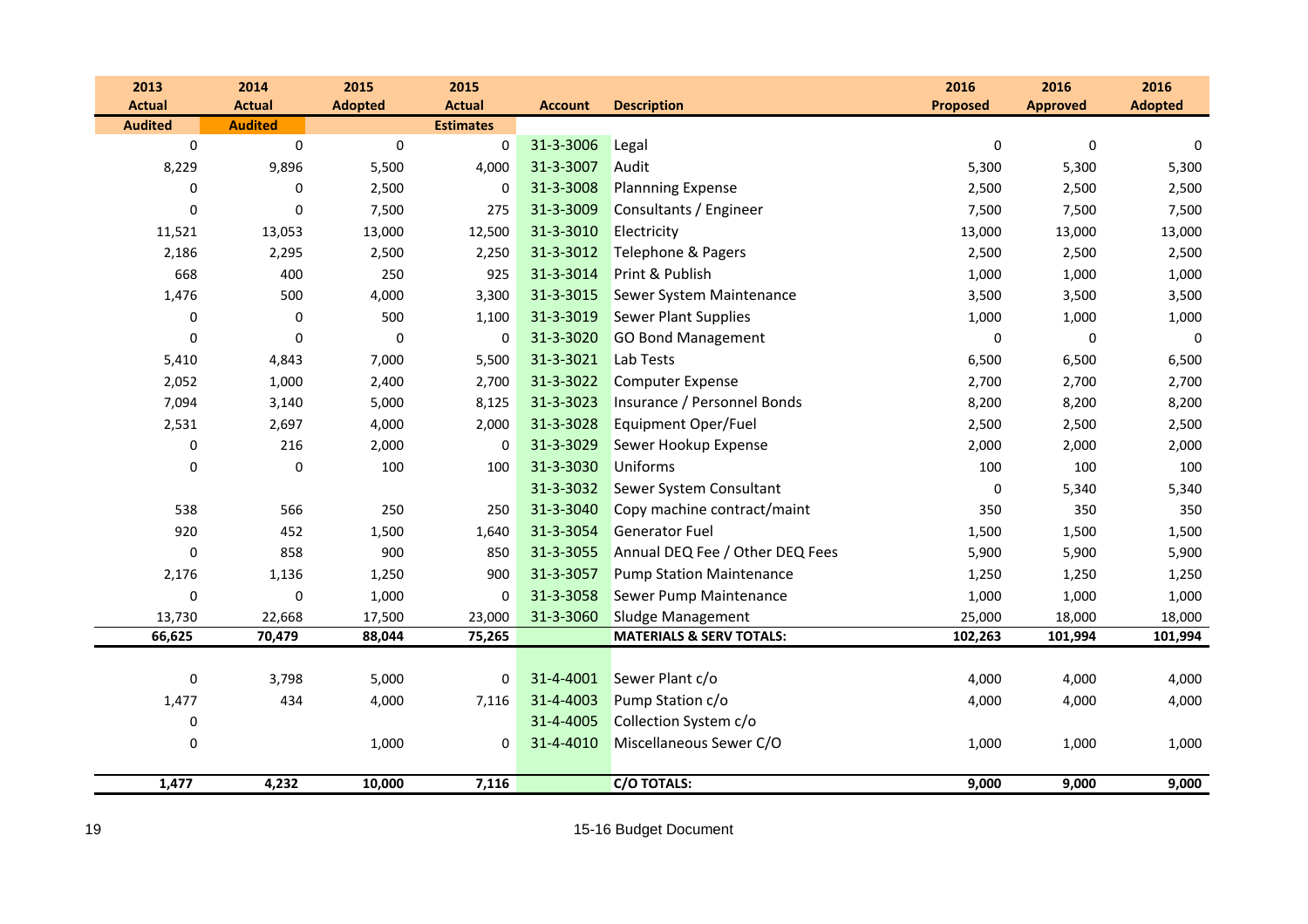| 2013 Actual Audited | 2014 Actual Audited | 2015 Adopted | 2015 Actual Estimates | Account | Description | 2016 Proposed | 2016 Approved | 2016 Adopted |
|---|---|---|---|---|---|---|---|---|
| 0 | 0 | 0 | 0 | 31-3-3006 | Legal | 0 | 0 | 0 |
| 8,229 | 9,896 | 5,500 | 4,000 | 31-3-3007 | Audit | 5,300 | 5,300 | 5,300 |
| 0 | 0 | 2,500 | 0 | 31-3-3008 | Plannning Expense | 2,500 | 2,500 | 2,500 |
| 0 | 0 | 7,500 | 275 | 31-3-3009 | Consultants / Engineer | 7,500 | 7,500 | 7,500 |
| 11,521 | 13,053 | 13,000 | 12,500 | 31-3-3010 | Electricity | 13,000 | 13,000 | 13,000 |
| 2,186 | 2,295 | 2,500 | 2,250 | 31-3-3012 | Telephone & Pagers | 2,500 | 2,500 | 2,500 |
| 668 | 400 | 250 | 925 | 31-3-3014 | Print & Publish | 1,000 | 1,000 | 1,000 |
| 1,476 | 500 | 4,000 | 3,300 | 31-3-3015 | Sewer System Maintenance | 3,500 | 3,500 | 3,500 |
| 0 | 0 | 500 | 1,100 | 31-3-3019 | Sewer Plant Supplies | 1,000 | 1,000 | 1,000 |
| 0 | 0 | 0 | 0 | 31-3-3020 | GO Bond Management | 0 | 0 | 0 |
| 5,410 | 4,843 | 7,000 | 5,500 | 31-3-3021 | Lab Tests | 6,500 | 6,500 | 6,500 |
| 2,052 | 1,000 | 2,400 | 2,700 | 31-3-3022 | Computer Expense | 2,700 | 2,700 | 2,700 |
| 7,094 | 3,140 | 5,000 | 8,125 | 31-3-3023 | Insurance / Personnel Bonds | 8,200 | 8,200 | 8,200 |
| 2,531 | 2,697 | 4,000 | 2,000 | 31-3-3028 | Equipment Oper/Fuel | 2,500 | 2,500 | 2,500 |
| 0 | 216 | 2,000 | 0 | 31-3-3029 | Sewer Hookup Expense | 2,000 | 2,000 | 2,000 |
| 0 | 0 | 100 | 100 | 31-3-3030 | Uniforms | 100 | 100 | 100 |
| | | | | 31-3-3032 | Sewer System Consultant | 0 | 5,340 | 5,340 |
| 538 | 566 | 250 | 250 | 31-3-3040 | Copy machine contract/maint | 350 | 350 | 350 |
| 920 | 452 | 1,500 | 1,640 | 31-3-3054 | Generator Fuel | 1,500 | 1,500 | 1,500 |
| 0 | 858 | 900 | 850 | 31-3-3055 | Annual DEQ Fee / Other DEQ Fees | 5,900 | 5,900 | 5,900 |
| 2,176 | 1,136 | 1,250 | 900 | 31-3-3057 | Pump Station Maintenance | 1,250 | 1,250 | 1,250 |
| 0 | 0 | 1,000 | 0 | 31-3-3058 | Sewer Pump Maintenance | 1,000 | 1,000 | 1,000 |
| 13,730 | 22,668 | 17,500 | 23,000 | 31-3-3060 | Sludge Management | 25,000 | 18,000 | 18,000 |
| **66,625** | **70,479** | **88,044** | **75,265** | | **MATERIALS & SERV TOTALS:** | **102,263** | **101,994** | **101,994** |
| | | | | | | | | |
| 0 | 3,798 | 5,000 | 0 | 31-4-4001 | Sewer Plant c/o | 4,000 | 4,000 | 4,000 |
| 1,477 | 434 | 4,000 | 7,116 | 31-4-4003 | Pump Station c/o | 4,000 | 4,000 | 4,000 |
| 0 | | | | 31-4-4005 | Collection System c/o | | | |
| 0 | | 1,000 | 0 | 31-4-4010 | Miscellaneous Sewer C/O | 1,000 | 1,000 | 1,000 |
| **1,477** | **4,232** | **10,000** | **7,116** | | **C/O TOTALS:** | **9,000** | **9,000** | **9,000** |

15-16 Budget Document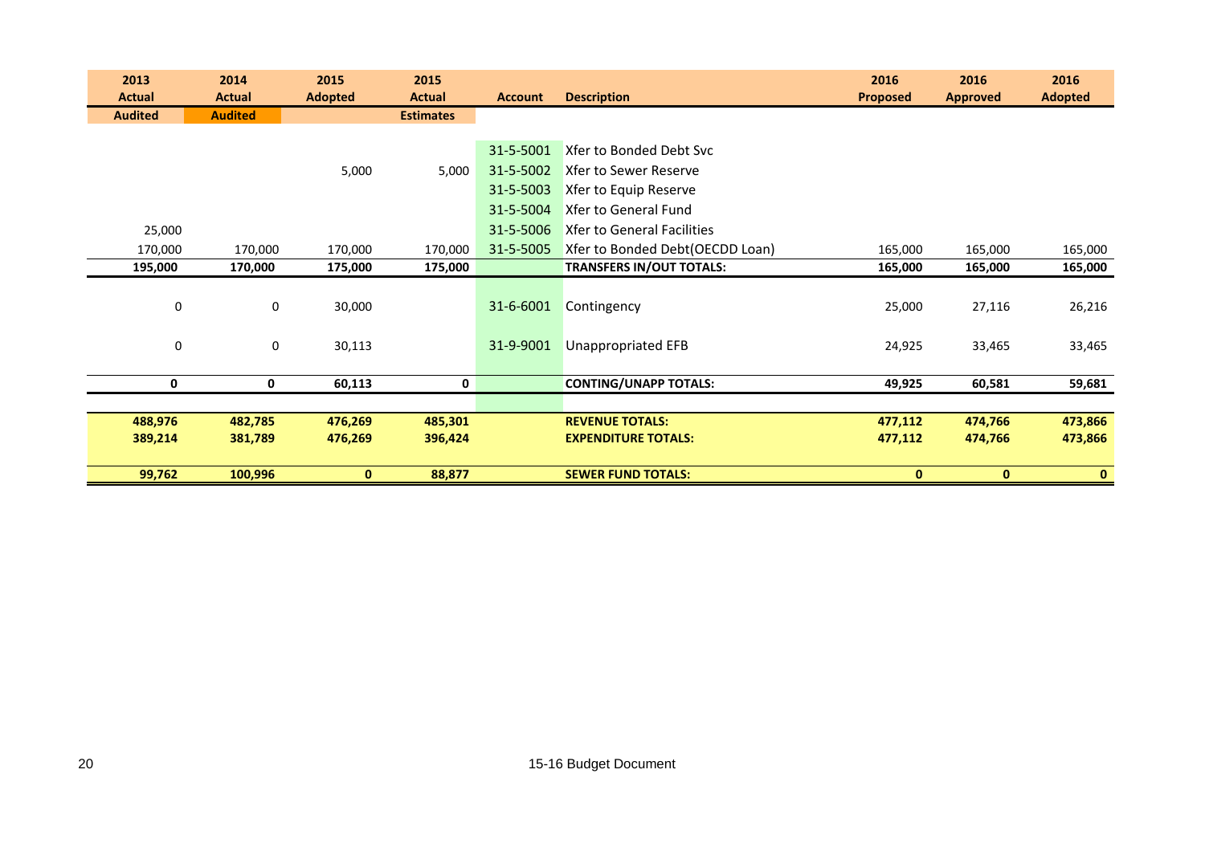| 2013 Actual | 2014 Actual | 2015 Adopted | 2015 Actual | Account | Description | 2016 Proposed | 2016 Approved | 2016 Adopted |
|---|---|---|---|---|---|---|---|---|
| **Audited** | **Audited** | | **Estimates** | | | | | |
| | | | | 31-5-5001 | Xfer to Bonded Debt Svc | | | |
| | | 5,000 | 5,000 | 31-5-5002 | Xfer to Sewer Reserve | | | |
| | | | | 31-5-5003 | Xfer to Equip Reserve | | | |
| | | | | 31-5-5004 | Xfer to General Fund | | | |
| 25,000 | | | | 31-5-5006 | Xfer to General Facilities | | | |
| 170,000 | 170,000 | 170,000 | 170,000 | 31-5-5005 | Xfer to Bonded Debt(OECDD Loan) | 165,000 | 165,000 | 165,000 |
| **195,000** | **170,000** | **175,000** | **175,000** | | **TRANSFERS IN/OUT TOTALS:** | **165,000** | **165,000** | **165,000** |
| 0 | 0 | 30,000 | | 31-6-6001 | Contingency | 25,000 | 27,116 | 26,216 |
| 0 | 0 | 30,113 | | 31-9-9001 | Unappropriated EFB | 24,925 | 33,465 | 33,465 |
| **0** | **0** | **60,113** | **0** | | **CONTING/UNAPP TOTALS:** | **49,925** | **60,581** | **59,681** |
| **488,976** | **482,785** | **476,269** | **485,301** | | **REVENUE TOTALS:** | **477,112** | **474,766** | **473,866** |
| **389,214** | **381,789** | **476,269** | **396,424** | | **EXPENDITURE TOTALS:** | **477,112** | **474,766** | **473,866** |
| **99,762** | **100,996** | **0** | **88,877** | | **SEWER FUND TOTALS:** | **0** | **0** | **0** |

15-16 Budget Document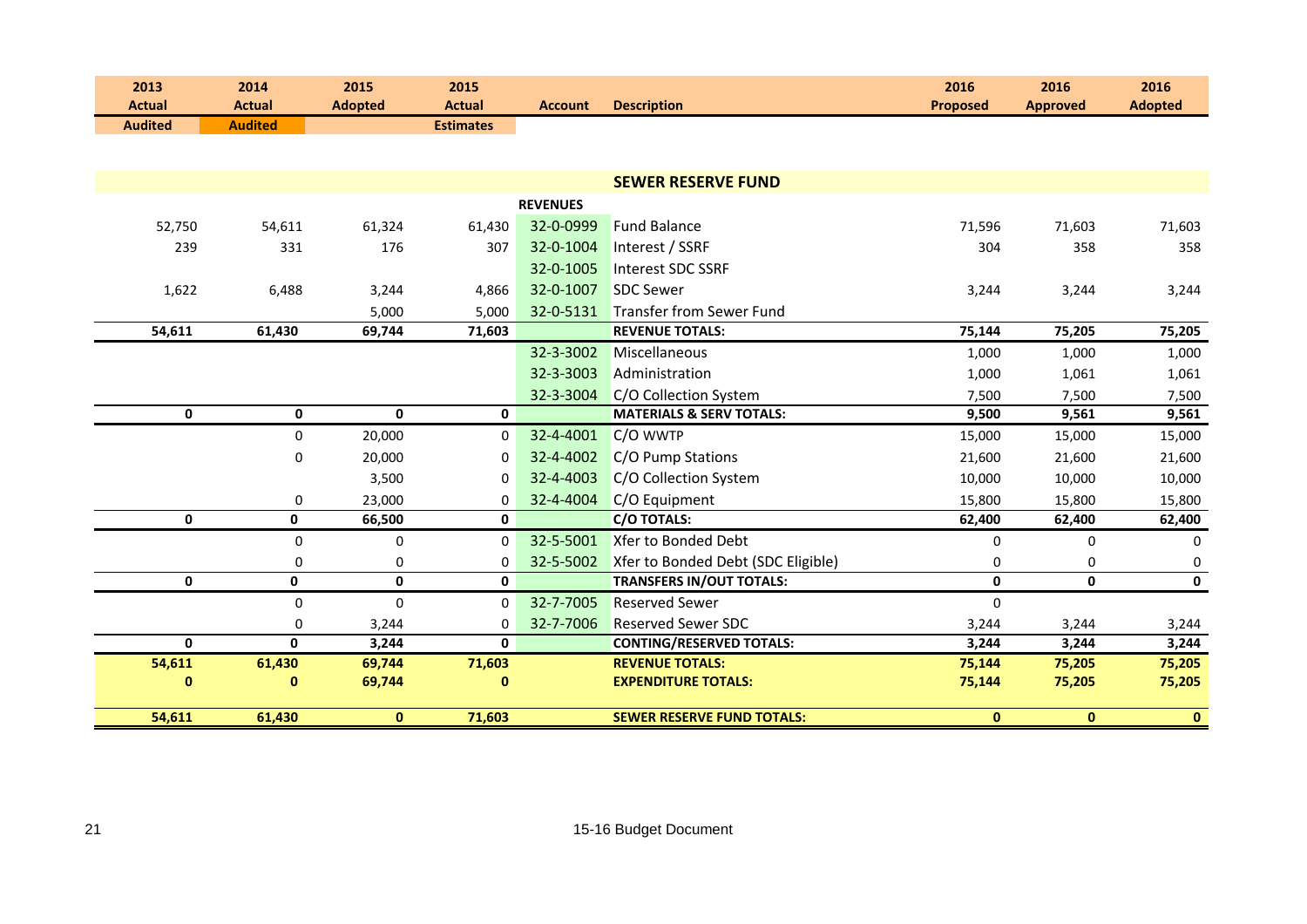| 2013 Actual Audited | 2014 Actual Audited | 2015 Adopted | 2015 Actual Estimates | Account | Description | 2016 Proposed | 2016 Approved | 2016 Adopted |
|---|---|---|---|---|---|---|---|---|
| | | | | | **SEWER RESERVE FUND** | | | |
| | | | | **REVENUES** | | | | |
| 52,750 | 54,611 | 61,324 | 61,430 | 32-0-0999 | Fund Balance | 71,596 | 71,603 | 71,603 |
| 239 | 331 | 176 | 307 | 32-0-1004 | Interest / SSRF | 304 | 358 | 358 |
| | | | | 32-0-1005 | Interest SDC SSRF | | | |
| 1,622 | 6,488 | 3,244 | 4,866 | 32-0-1007 | SDC Sewer | 3,244 | 3,244 | 3,244 |
| | | 5,000 | 5,000 | 32-0-5131 | Transfer from Sewer Fund | | | |
| **54,611** | **61,430** | **69,744** | **71,603** | | **REVENUE TOTALS:** | **75,144** | **75,205** | **75,205** |
| | | | | 32-3-3002 | Miscellaneous | 1,000 | 1,000 | 1,000 |
| | | | | 32-3-3003 | Administration | 1,000 | 1,061 | 1,061 |
| | | | | 32-3-3004 | C/O Collection System | 7,500 | 7,500 | 7,500 |
| **0** | **0** | **0** | **0** | | **MATERIALS & SERV TOTALS:** | **9,500** | **9,561** | **9,561** |
| | 0 | 20,000 | 0 | 32-4-4001 | C/O WWTP | 15,000 | 15,000 | 15,000 |
| | 0 | 20,000 | 0 | 32-4-4002 | C/O Pump Stations | 21,600 | 21,600 | 21,600 |
| | | 3,500 | 0 | 32-4-4003 | C/O Collection System | 10,000 | 10,000 | 10,000 |
| | 0 | 23,000 | 0 | 32-4-4004 | C/O Equipment | 15,800 | 15,800 | 15,800 |
| **0** | **0** | **66,500** | **0** | | **C/O TOTALS:** | **62,400** | **62,400** | **62,400** |
| | 0 | 0 | 0 | 32-5-5001 | Xfer to Bonded Debt | 0 | 0 | 0 |
| | 0 | 0 | 0 | 32-5-5002 | Xfer to Bonded Debt (SDC Eligible) | 0 | 0 | 0 |
| **0** | **0** | **0** | **0** | | **TRANSFERS IN/OUT TOTALS:** | **0** | **0** | **0** |
| | 0 | 0 | 0 | 32-7-7005 | Reserved Sewer | 0 | | |
| | 0 | 3,244 | 0 | 32-7-7006 | Reserved Sewer SDC | 3,244 | 3,244 | 3,244 |
| **0** | **0** | **3,244** | **0** | | **CONTING/RESERVED TOTALS:** | **3,244** | **3,244** | **3,244** |
| **54,611** | **61,430** | **69,744** | **71,603** | | **REVENUE TOTALS:** | **75,144** | **75,205** | **75,205** |
| **0** | **0** | **69,744** | **0** | | **EXPENDITURE TOTALS:** | **75,144** | **75,205** | **75,205** |
| **54,611** | **61,430** | **0** | **71,603** | | **SEWER RESERVE FUND TOTALS:** | **0** | **0** | **0** |

15-16 Budget Document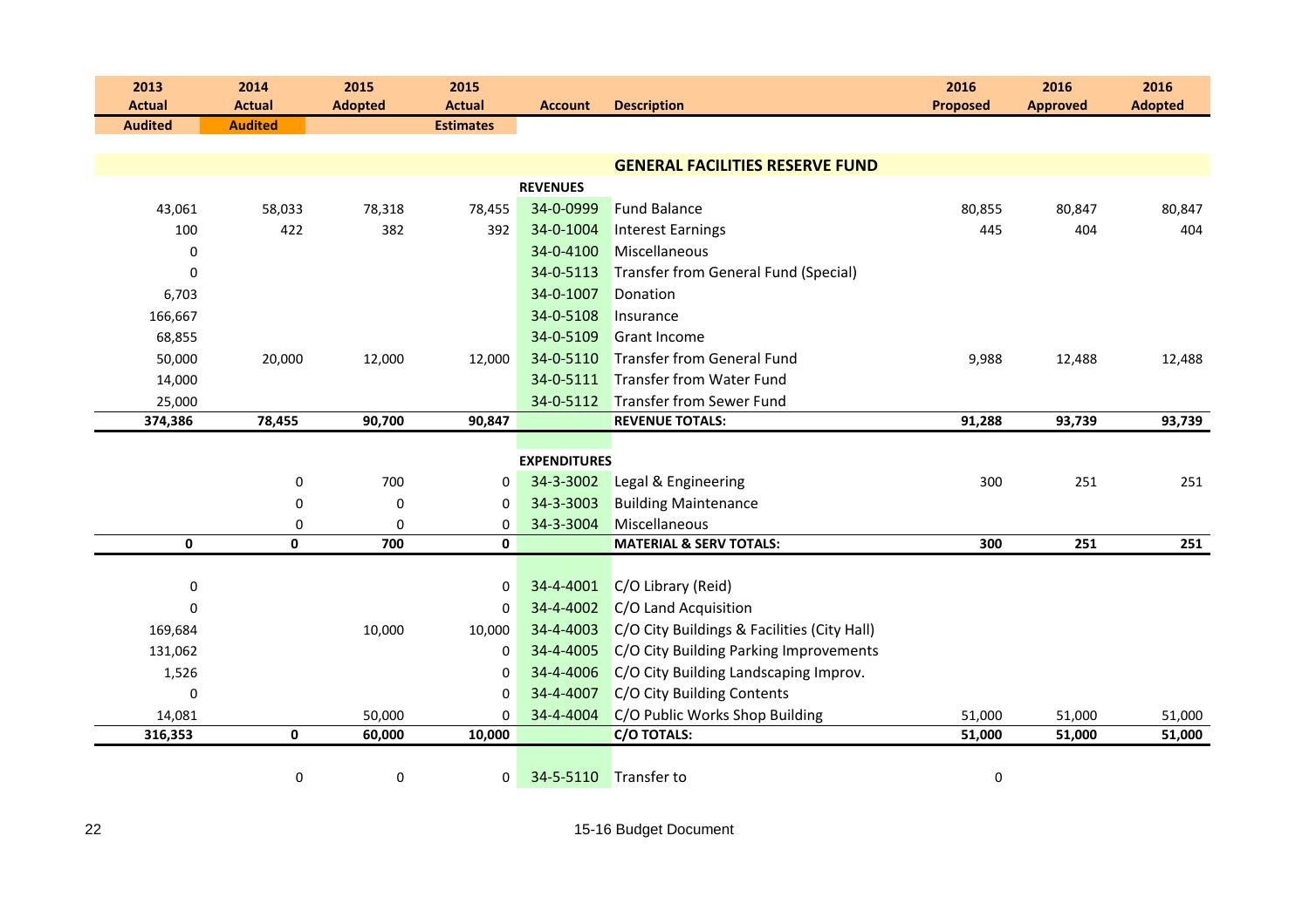| 2013 Actual Audited | 2014 Actual Audited | 2015 Adopted | 2015 Actual Estimates | Account | Description | 2016 Proposed | 2016 Approved | 2016 Adopted |
|---|---|---|---|---|---|---|---|---|
| | | | | | **GENERAL FACILITIES RESERVE FUND** | | | |
| | | | | **REVENUES** | | | | |
| 43,061 | 58,033 | 78,318 | 78,455 | 34-0-0999 | Fund Balance | 80,855 | 80,847 | 80,847 |
| 100 | 422 | 382 | 392 | 34-0-1004 | Interest Earnings | 445 | 404 | 404 |
| 0 | | | | 34-0-4100 | Miscellaneous | | | |
| 0 | | | | 34-0-5113 | Transfer from General Fund (Special) | | | |
| 6,703 | | | | 34-0-1007 | Donation | | | |
| 166,667 | | | | 34-0-5108 | Insurance | | | |
| 68,855 | | | | 34-0-5109 | Grant Income | | | |
| 50,000 | 20,000 | 12,000 | 12,000 | 34-0-5110 | Transfer from General Fund | 9,988 | 12,488 | 12,488 |
| 14,000 | | | | 34-0-5111 | Transfer from Water Fund | | | |
| 25,000 | | | | 34-0-5112 | Transfer from Sewer Fund | | | |
| **374,386** | **78,455** | **90,700** | **90,847** | | **REVENUE TOTALS:** | **91,288** | **93,739** | **93,739** |
| | | | | **EXPENDITURES** | | | | |
| | 0 | 700 | 0 | 34-3-3002 | Legal & Engineering | 300 | 251 | 251 |
| | 0 | 0 | 0 | 34-3-3003 | Building Maintenance | | | |
| | 0 | 0 | 0 | 34-3-3004 | Miscellaneous | | | |
| **0** | **0** | **700** | **0** | | **MATERIAL & SERV TOTALS:** | **300** | **251** | **251** |
| 0 | | | 0 | 34-4-4001 | C/O Library (Reid) | | | |
| 0 | | | 0 | 34-4-4002 | C/O Land Acquisition | | | |
| 169,684 | | 10,000 | 10,000 | 34-4-4003 | C/O City Buildings & Facilities (City Hall) | | | |
| 131,062 | | | 0 | 34-4-4005 | C/O City Building Parking Improvements | | | |
| 1,526 | | | 0 | 34-4-4006 | C/O City Building Landscaping Improv. | | | |
| 0 | | | 0 | 34-4-4007 | C/O City Building Contents | | | |
| 14,081 | | 50,000 | 0 | 34-4-4004 | C/O Public Works Shop Building | 51,000 | 51,000 | 51,000 |
| **316,353** | **0** | **60,000** | **10,000** | | **C/O TOTALS:** | **51,000** | **51,000** | **51,000** |
| | 0 | 0 | 0 | 34-5-5110 | Transfer to | 0 | | |

15-16 Budget Document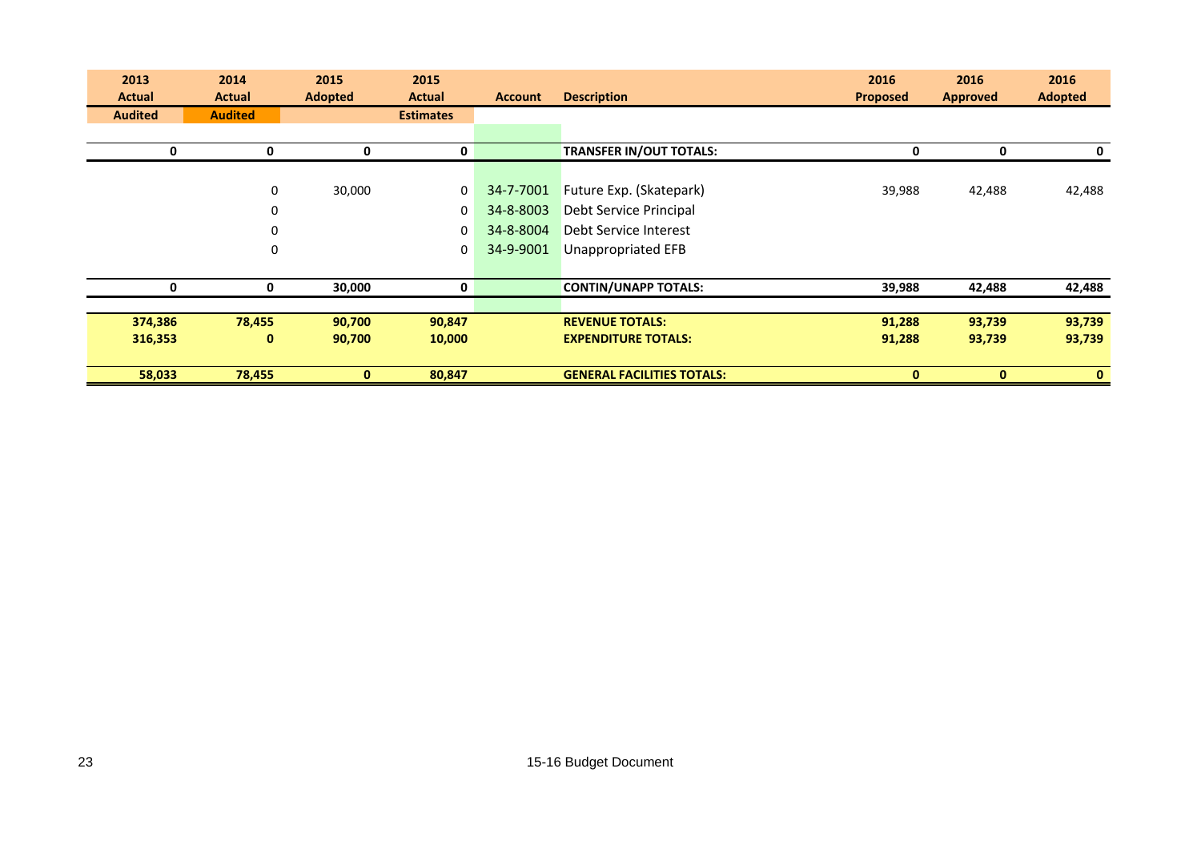| 2013 Actual | 2014 Actual | 2015 Adopted | 2015 Actual | Account | Description | 2016 Proposed | 2016 Approved | 2016 Adopted |
|---|---|---|---|---|---|---|---|---|
| Audited | Audited | | Estimates | | | | | |
| **0** | **0** | **0** | **0** | | **TRANSFER IN/OUT TOTALS:** | **0** | **0** | **0** |
| | 0 | 30,000 | 0 | 34-7-7001 | Future Exp. (Skatepark) | 39,988 | 42,488 | 42,488 |
| | 0 | | 0 | 34-8-8003 | Debt Service Principal | | | |
| | 0 | | 0 | 34-8-8004 | Debt Service Interest | | | |
| | 0 | | 0 | 34-9-9001 | Unappropriated EFB | | | |
| **0** | **0** | **30,000** | **0** | | **CONTIN/UNAPP TOTALS:** | **39,988** | **42,488** | **42,488** |
| **374,386** | **78,455** | **90,700** | **90,847** | | **REVENUE TOTALS:** | **91,288** | **93,739** | **93,739** |
| **316,353** | **0** | **90,700** | **10,000** | | **EXPENDITURE TOTALS:** | **91,288** | **93,739** | **93,739** |
| **58,033** | **78,455** | **0** | **80,847** | | **GENERAL FACILITIES TOTALS:** | **0** | **0** | **0** |

15-16 Budget Document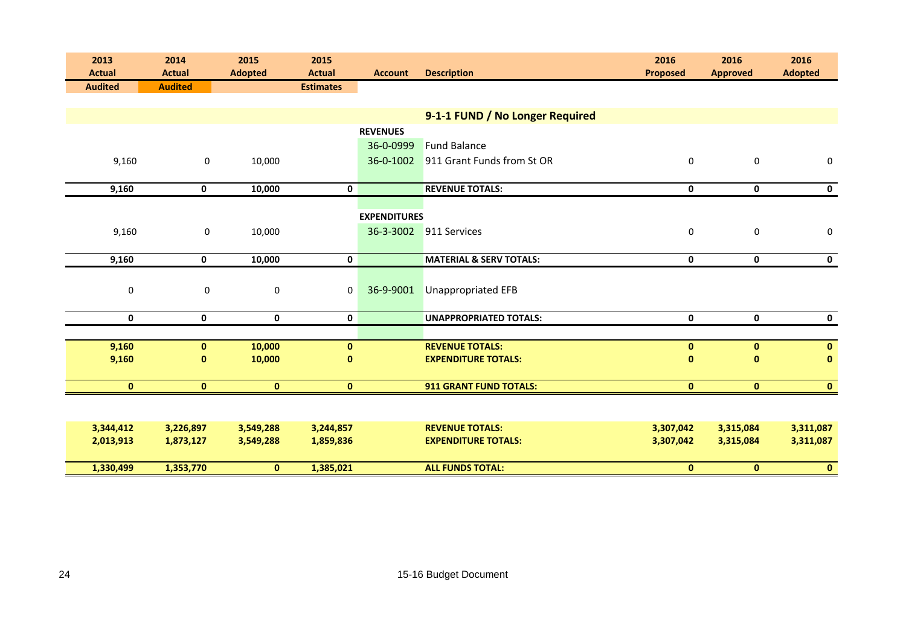| 2013 Actual Audited | 2014 Actual Audited | 2015 Adopted | 2015 Actual Estimates | Account | Description | 2016 Proposed | 2016 Approved | 2016 Adopted |
|---|---|---|---|---|---|---|---|---|
| | | | | | **9-1-1 FUND / No Longer Required** | | | |
| | | | | **REVENUES** | | | | |
| | | | | 36-0-0999 | Fund Balance | | | |
| 9,160 | 0 | 10,000 | | 36-0-1002 | 911 Grant Funds from St OR | 0 | 0 | 0 |
| **9,160** | **0** | **10,000** | **0** | | **REVENUE TOTALS:** | **0** | **0** | **0** |
| | | | | **EXPENDITURES** | | | | |
| 9,160 | 0 | 10,000 | | 36-3-3002 | 911 Services | 0 | 0 | 0 |
| **9,160** | **0** | **10,000** | **0** | | **MATERIAL & SERV TOTALS:** | **0** | **0** | **0** |
| 0 | 0 | 0 | 0 | 36-9-9001 | Unappropriated EFB | | | |
| **0** | **0** | **0** | **0** | | **UNAPPROPRIATED TOTALS:** | **0** | **0** | **0** |
| **9,160** | **0** | **10,000** | **0** | | **REVENUE TOTALS:** | **0** | **0** | **0** |
| **9,160** | **0** | **10,000** | **0** | | **EXPENDITURE TOTALS:** | **0** | **0** | **0** |
| **0** | **0** | **0** | **0** | | **911 GRANT FUND TOTALS:** | **0** | **0** | **0** |
| **3,344,412** | **3,226,897** | **3,549,288** | **3,244,857** | | **REVENUE TOTALS:** | **3,307,042** | **3,315,084** | **3,311,087** |
| **2,013,913** | **1,873,127** | **3,549,288** | **1,859,836** | | **EXPENDITURE TOTALS:** | **3,307,042** | **3,315,084** | **3,311,087** |
| **1,330,499** | **1,353,770** | **0** | **1,385,021** | | **ALL FUNDS TOTAL:** | **0** | **0** | **0** |

15-16 Budget Document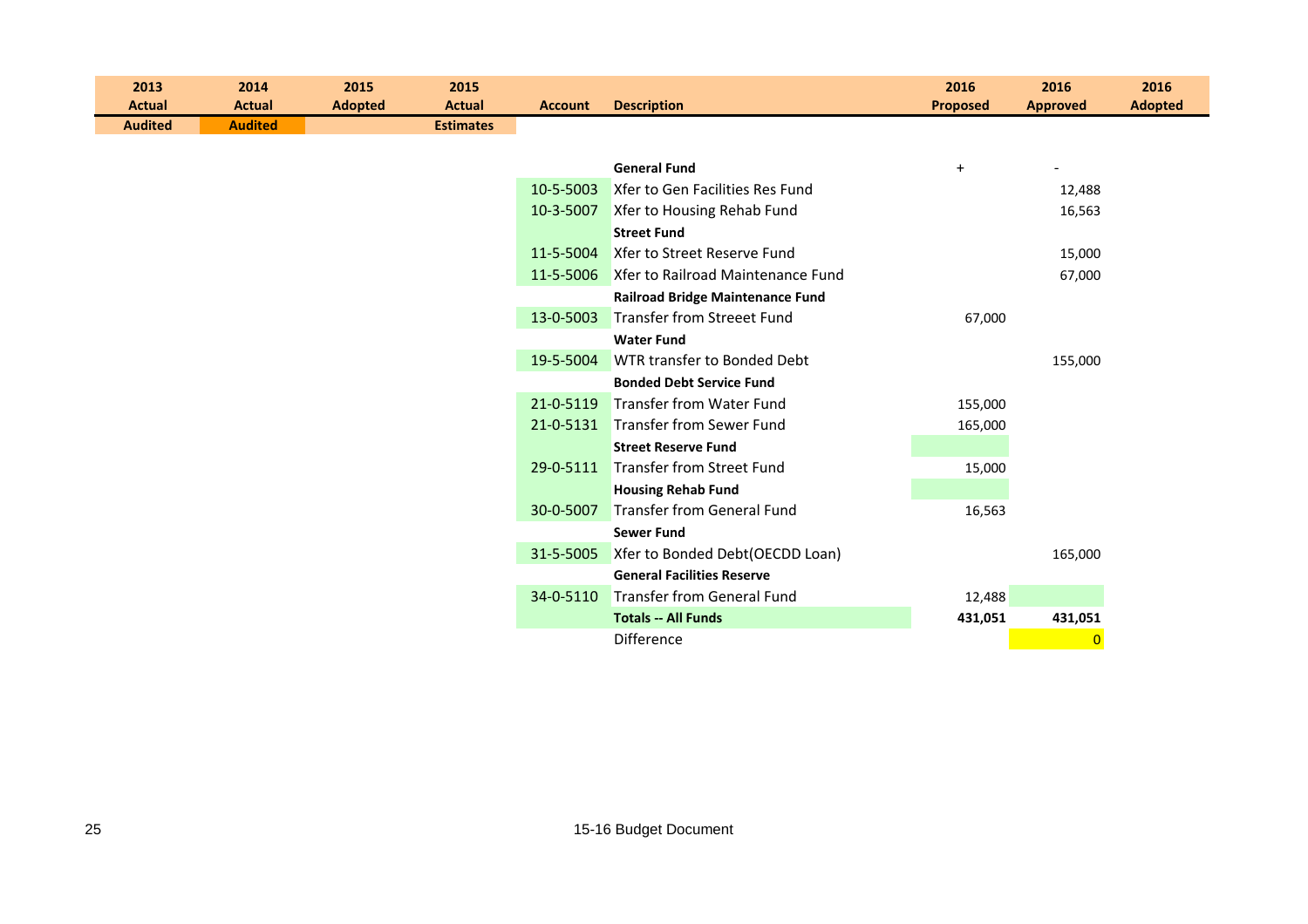| 2013 Actual Audited | 2014 Actual Audited | 2015 Adopted | 2015 Actual Estimates | Account | Description | 2016 Proposed | 2016 Approved | 2016 Adopted |
|---|---|---|---|---|---|---|---|---|
| | | | | | **General Fund** | + | - | |
| | | | | 10-5-5003 | Xfer to Gen Facilities Res Fund | | 12,488 | |
| | | | | 10-3-5007 | Xfer to Housing Rehab Fund | | 16,563 | |
| | | | | | **Street Fund** | | | |
| | | | | 11-5-5004 | Xfer to Street Reserve Fund | | 15,000 | |
| | | | | 11-5-5006 | Xfer to Railroad Maintenance Fund | | 67,000 | |
| | | | | | **Railroad Bridge Maintenance Fund** | | | |
| | | | | 13-0-5003 | Transfer from Streeet Fund | 67,000 | | |
| | | | | | **Water Fund** | | | |
| | | | | 19-5-5004 | WTR transfer to Bonded Debt | | 155,000 | |
| | | | | | **Bonded Debt Service Fund** | | | |
| | | | | 21-0-5119 | Transfer from Water Fund | 155,000 | | |
| | | | | 21-0-5131 | Transfer from Sewer Fund | 165,000 | | |
| | | | | | **Street Reserve Fund** | | | |
| | | | | 29-0-5111 | Transfer from Street Fund | 15,000 | | |
| | | | | | **Housing Rehab Fund** | | | |
| | | | | 30-0-5007 | Transfer from General Fund | 16,563 | | |
| | | | | | **Sewer Fund** | | | |
| | | | | 31-5-5005 | Xfer to Bonded Debt(OECDD Loan) | | 165,000 | |
| | | | | | **General Facilities Reserve** | | | |
| | | | | 34-0-5110 | Transfer from General Fund | 12,488 | | |
| | | | | | **Totals -- All Funds** | **431,051** | **431,051** | |
| | | | | | Difference | | 0 | |

15-16 Budget Document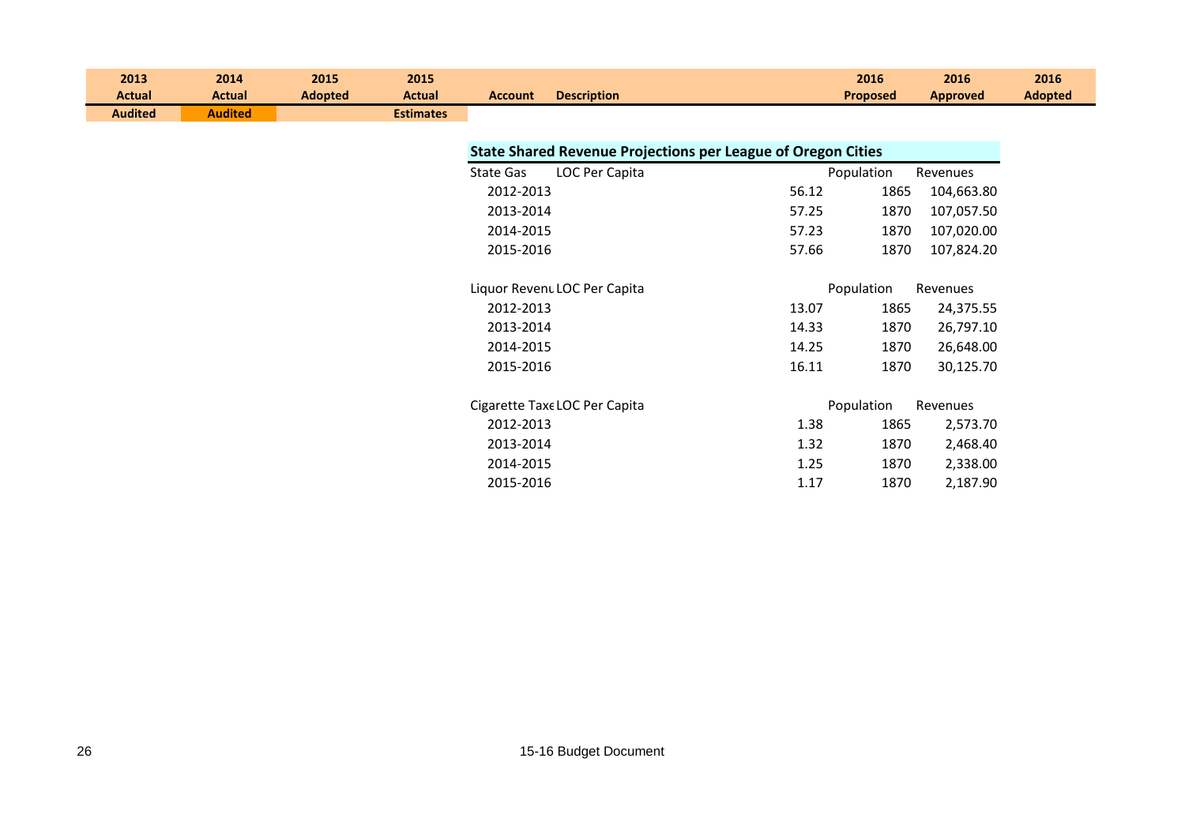| 2013 Actual Audited | 2014 Actual Audited | 2015 Adopted | 2015 Actual Estimates | Account | Description | 2016 Proposed | 2016 Approved | 2016 Adopted |
|---|---|---|---|---|---|---|---|---|

## State Shared Revenue Projections per League of Oregon Cities

| State Gas | LOC Per Capita | | Population | Revenues |
|---|---|---|---|---|
| 2012-2013 | | 56.12 | 1865 | 104,663.80 |
| 2013-2014 | | 57.25 | 1870 | 107,057.50 |
| 2014-2015 | | 57.23 | 1870 | 107,020.00 |
| 2015-2016 | | 57.66 | 1870 | 107,824.20 |

| Liquor Revenu | LOC Per Capita | | Population | Revenues |
|---|---|---|---|---|
| 2012-2013 | | 13.07 | 1865 | 24,375.55 |
| 2013-2014 | | 14.33 | 1870 | 26,797.10 |
| 2014-2015 | | 14.25 | 1870 | 26,648.00 |
| 2015-2016 | | 16.11 | 1870 | 30,125.70 |

| Cigarette Taxe | LOC Per Capita | | Population | Revenues |
|---|---|---|---|---|
| 2012-2013 | | 1.38 | 1865 | 2,573.70 |
| 2013-2014 | | 1.32 | 1870 | 2,468.40 |
| 2014-2015 | | 1.25 | 1870 | 2,338.00 |
| 2015-2016 | | 1.17 | 1870 | 2,187.90 |

15-16 Budget Document